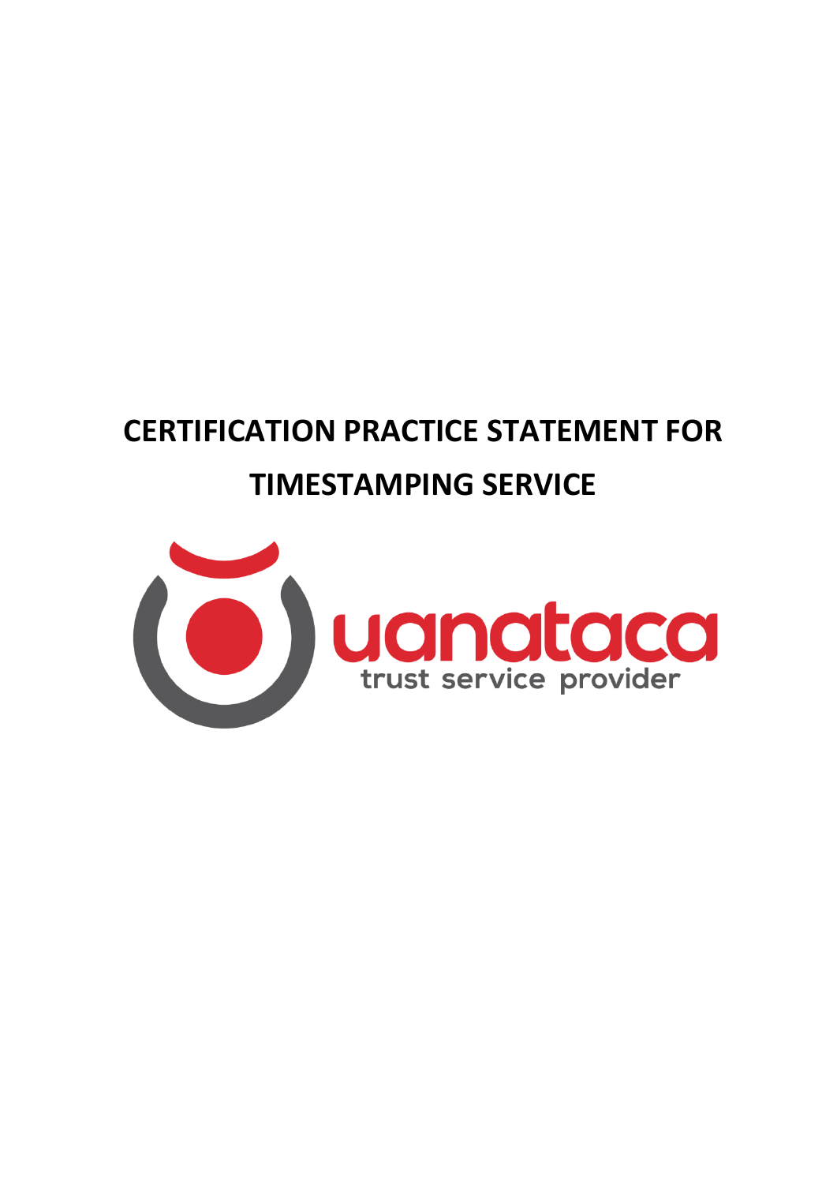# CERTIFICATION PRACTICE STATEMENT FOR TIMESTAMPING SERVICE

uanataca

trust service provider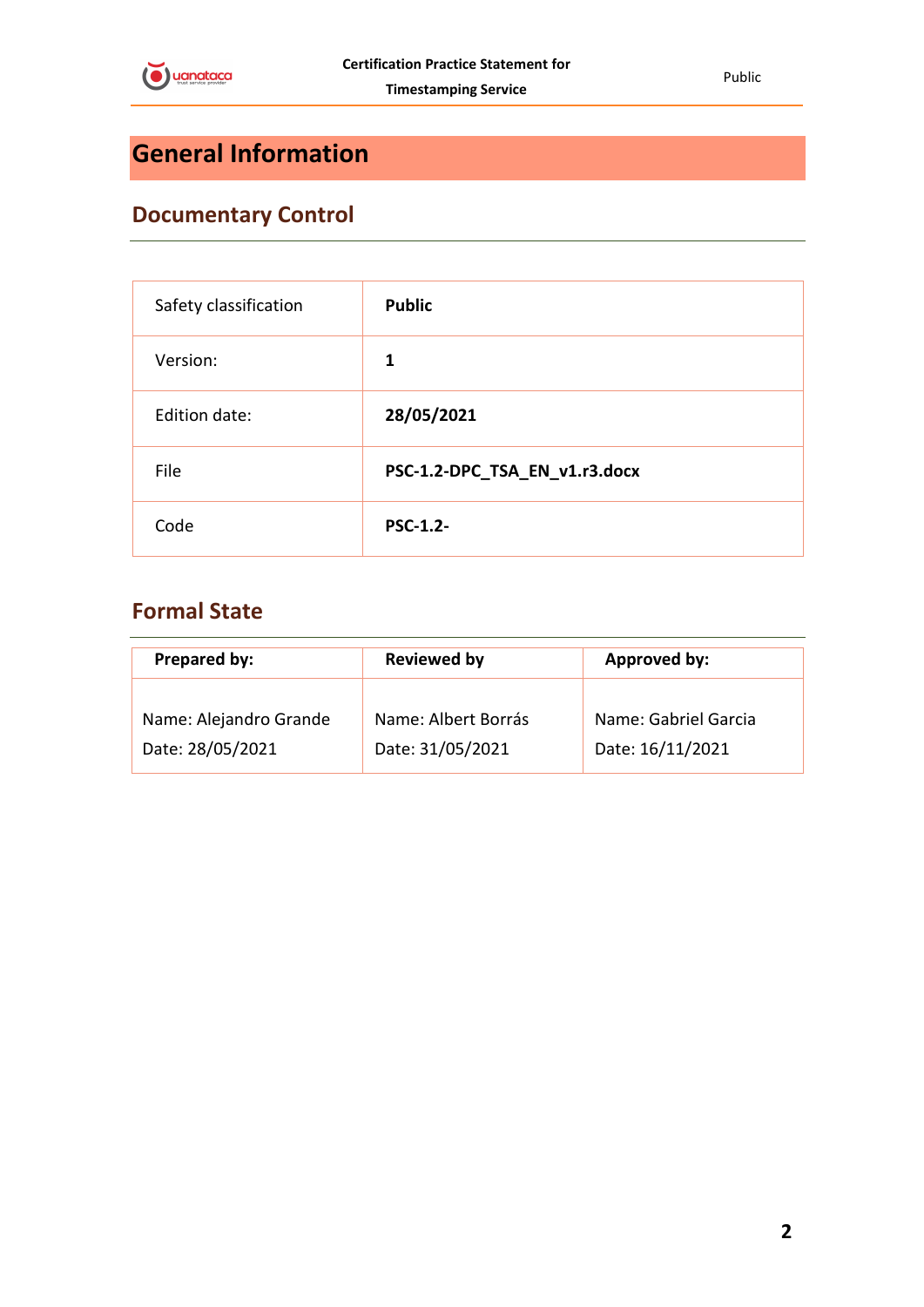# General Information

## Documentary Control

| Safety classification | **Public** |
| --- | --- |
| Version: | **1** |
| Edition date: | **28/05/2021** |
| File | **PSC-1.2-DPC_TSA_EN_v1.r3.docx** |
| Code | **PSC-1.2-** |

## Formal State

| Prepared by: | Reviewed by | Approved by: |
| --- | --- | --- |
| Name: Alejandro Grande<br>Date: 28/05/2021 | Name: Albert Borrás<br>Date: 31/05/2021 | Name: Gabriel Garcia<br>Date: 16/11/2021 |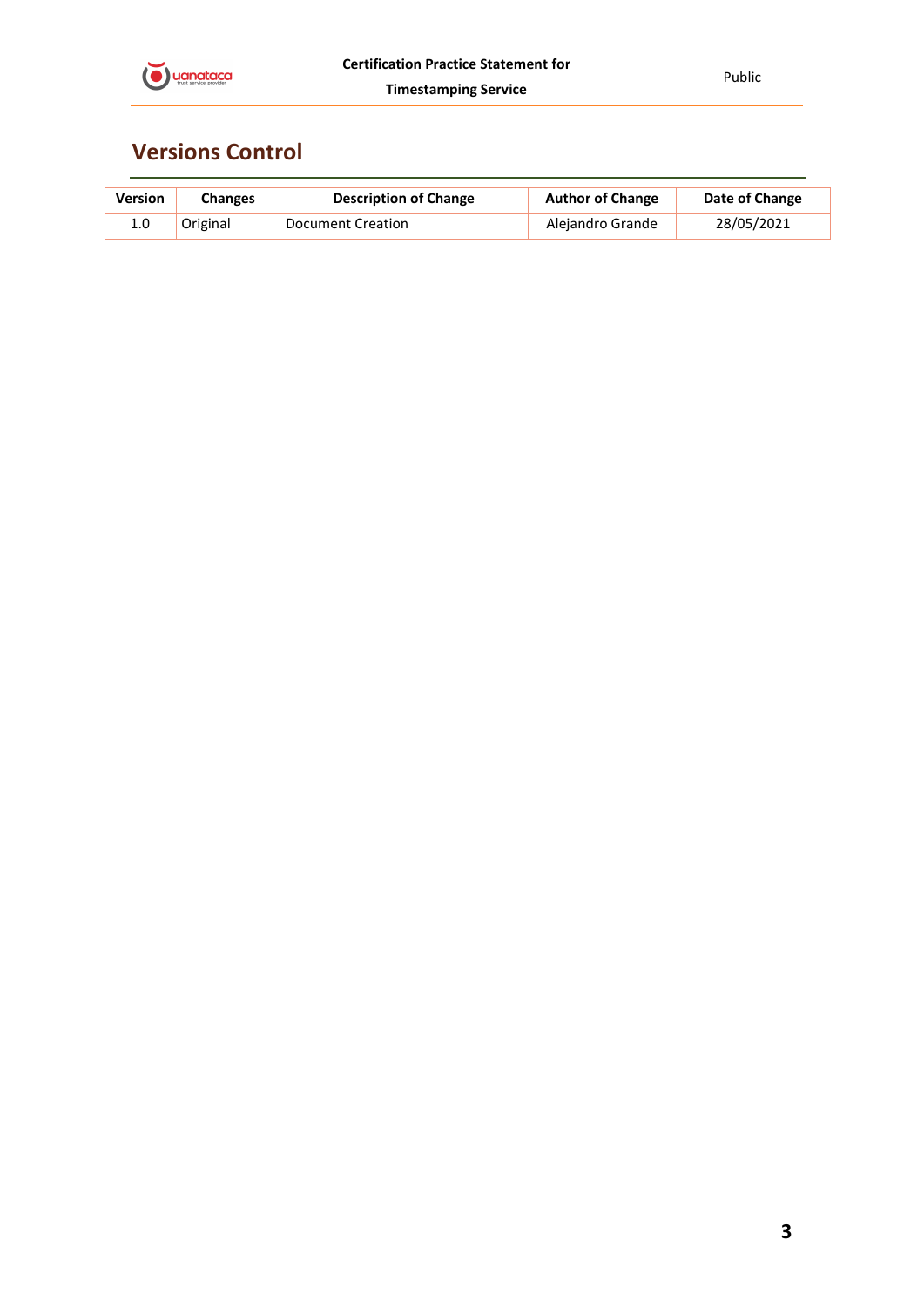## Versions Control

| Version | Changes | Description of Change | Author of Change | Date of Change |
|---|---|---|---|---|
| 1.0 | Original | Document Creation | Alejandro Grande | 28/05/2021 |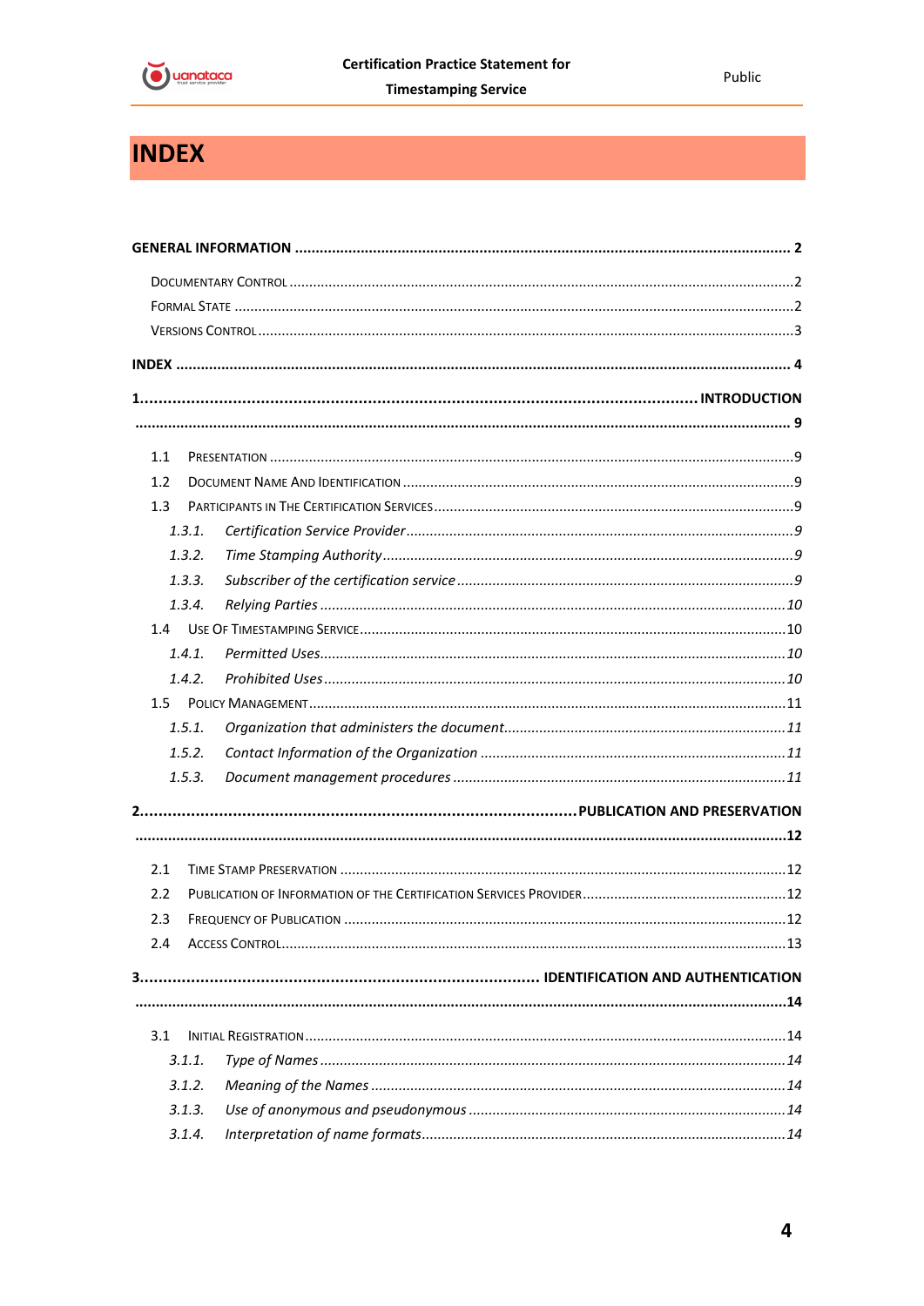# INDEX

**GENERAL INFORMATION .......... 2**

DOCUMENTARY CONTROL .......... 2

FORMAL STATE .......... 2

VERSIONS CONTROL .......... 3

**INDEX .......... 4**

**1. .......... INTRODUCTION .......... 9**

1.1 PRESENTATION .......... 9

1.2 DOCUMENT NAME AND IDENTIFICATION .......... 9

1.3 PARTICIPANTS IN THE CERTIFICATION SERVICES .......... 9

*1.3.1. Certification Service Provider .......... 9*

*1.3.2. Time Stamping Authority .......... 9*

*1.3.3. Subscriber of the certification service .......... 9*

*1.3.4. Relying Parties .......... 10*

1.4 USE OF TIMESTAMPING SERVICE .......... 10

*1.4.1. Permitted Uses .......... 10*

*1.4.2. Prohibited Uses .......... 10*

1.5 POLICY MANAGEMENT .......... 11

*1.5.1. Organization that administers the document .......... 11*

*1.5.2. Contact Information of the Organization .......... 11*

*1.5.3. Document management procedures .......... 11*

**2. .......... PUBLICATION AND PRESERVATION .......... 12**

2.1 TIME STAMP PRESERVATION .......... 12

2.2 PUBLICATION OF INFORMATION OF THE CERTIFICATION SERVICES PROVIDER .......... 12

2.3 FREQUENCY OF PUBLICATION .......... 12

2.4 ACCESS CONTROL .......... 13

**3. .......... IDENTIFICATION AND AUTHENTICATION .......... 14**

3.1 INITIAL REGISTRATION .......... 14

*3.1.1. Type of Names .......... 14*

*3.1.2. Meaning of the Names .......... 14*

*3.1.3. Use of anonymous and pseudonymous .......... 14*

*3.1.4. Interpretation of name formats .......... 14*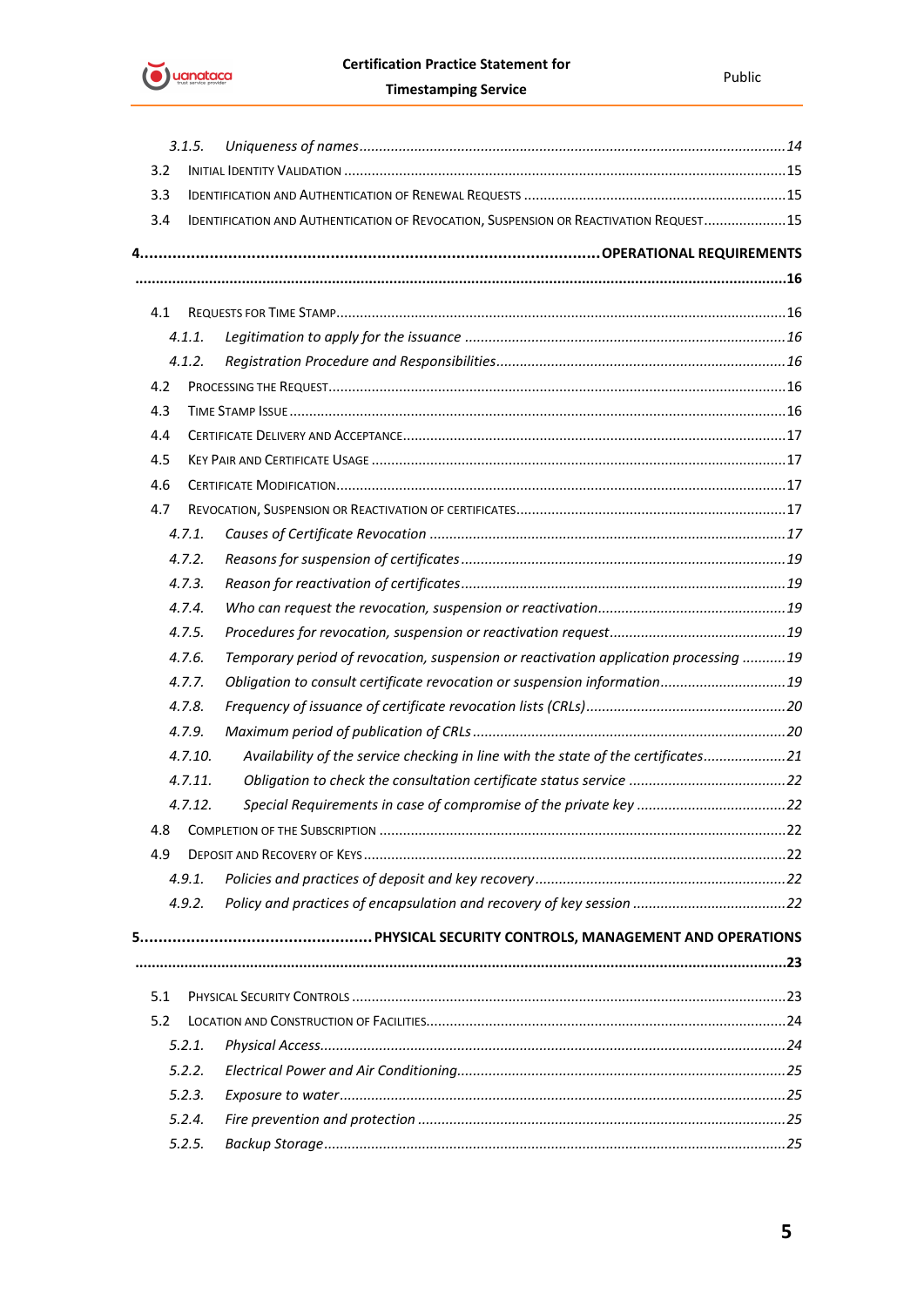3.1.5. *Uniqueness of names* ... 14

3.2 Initial Identity Validation ... 15

3.3 Identification and Authentication of Renewal Requests ... 15

3.4 Identification and Authentication of Revocation, Suspension or Reactivation Request ... 15

**4. OPERATIONAL REQUIREMENTS ... 16**

4.1 Requests for Time Stamp ... 16

4.1.1. *Legitimation to apply for the issuance* ... 16

4.1.2. *Registration Procedure and Responsibilities* ... 16

4.2 Processing the Request ... 16

4.3 Time Stamp Issue ... 16

4.4 Certificate Delivery and Acceptance ... 17

4.5 Key Pair and Certificate Usage ... 17

4.6 Certificate Modification ... 17

4.7 Revocation, Suspension or Reactivation of certificates ... 17

4.7.1. *Causes of Certificate Revocation* ... 17

4.7.2. *Reasons for suspension of certificates* ... 19

4.7.3. *Reason for reactivation of certificates* ... 19

4.7.4. *Who can request the revocation, suspension or reactivation* ... 19

4.7.5. *Procedures for revocation, suspension or reactivation request* ... 19

4.7.6. *Temporary period of revocation, suspension or reactivation application processing* ... 19

4.7.7. *Obligation to consult certificate revocation or suspension information* ... 19

4.7.8. *Frequency of issuance of certificate revocation lists (CRLs)* ... 20

4.7.9. *Maximum period of publication of CRLs* ... 20

4.7.10. *Availability of the service checking in line with the state of the certificates* ... 21

4.7.11. *Obligation to check the consultation certificate status service* ... 22

4.7.12. *Special Requirements in case of compromise of the private key* ... 22

4.8 Completion of the Subscription ... 22

4.9 Deposit and Recovery of Keys ... 22

4.9.1. *Policies and practices of deposit and key recovery* ... 22

4.9.2. *Policy and practices of encapsulation and recovery of key session* ... 22

**5. PHYSICAL SECURITY CONTROLS, MANAGEMENT AND OPERATIONS ... 23**

5.1 Physical Security Controls ... 23

5.2 Location and Construction of Facilities ... 24

5.2.1. *Physical Access* ... 24

5.2.2. *Electrical Power and Air Conditioning* ... 25

5.2.3. *Exposure to water* ... 25

5.2.4. *Fire prevention and protection* ... 25

5.2.5. *Backup Storage* ... 25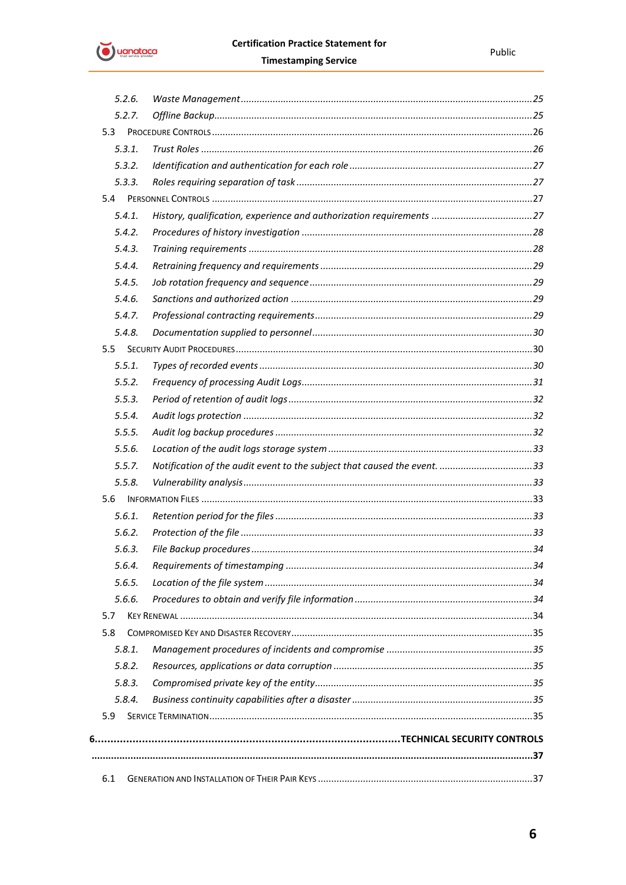5.2.6. *Waste Management* ... 25
5.2.7. *Offline Backup* ... 25
5.3 Procedure Controls ... 26
5.3.1. *Trust Roles* ... 26
5.3.2. *Identification and authentication for each role* ... 27
5.3.3. *Roles requiring separation of task* ... 27
5.4 Personnel Controls ... 27
5.4.1. *History, qualification, experience and authorization requirements* ... 27
5.4.2. *Procedures of history investigation* ... 28
5.4.3. *Training requirements* ... 28
5.4.4. *Retraining frequency and requirements* ... 29
5.4.5. *Job rotation frequency and sequence* ... 29
5.4.6. *Sanctions and authorized action* ... 29
5.4.7. *Professional contracting requirements* ... 29
5.4.8. *Documentation supplied to personnel* ... 30
5.5 Security Audit Procedures ... 30
5.5.1. *Types of recorded events* ... 30
5.5.2. *Frequency of processing Audit Logs* ... 31
5.5.3. *Period of retention of audit logs* ... 32
5.5.4. *Audit logs protection* ... 32
5.5.5. *Audit log backup procedures* ... 32
5.5.6. *Location of the audit logs storage system* ... 33
5.5.7. *Notification of the audit event to the subject that caused the event.* ... 33
5.5.8. *Vulnerability analysis* ... 33
5.6 Information Files ... 33
5.6.1. *Retention period for the files* ... 33
5.6.2. *Protection of the file* ... 33
5.6.3. *File Backup procedures* ... 34
5.6.4. *Requirements of timestamping* ... 34
5.6.5. *Location of the file system* ... 34
5.6.6. *Procedures to obtain and verify file information* ... 34
5.7 Key Renewal ... 34
5.8 Compromised Key and Disaster Recovery ... 35
5.8.1. *Management procedures of incidents and compromise* ... 35
5.8.2. *Resources, applications or data corruption* ... 35
5.8.3. *Compromised private key of the entity* ... 35
5.8.4. *Business continuity capabilities after a disaster* ... 35
5.9 Service Termination ... 35

**6. TECHNICAL SECURITY CONTROLS ... 37**

6.1 Generation and Installation of Their Pair Keys ... 37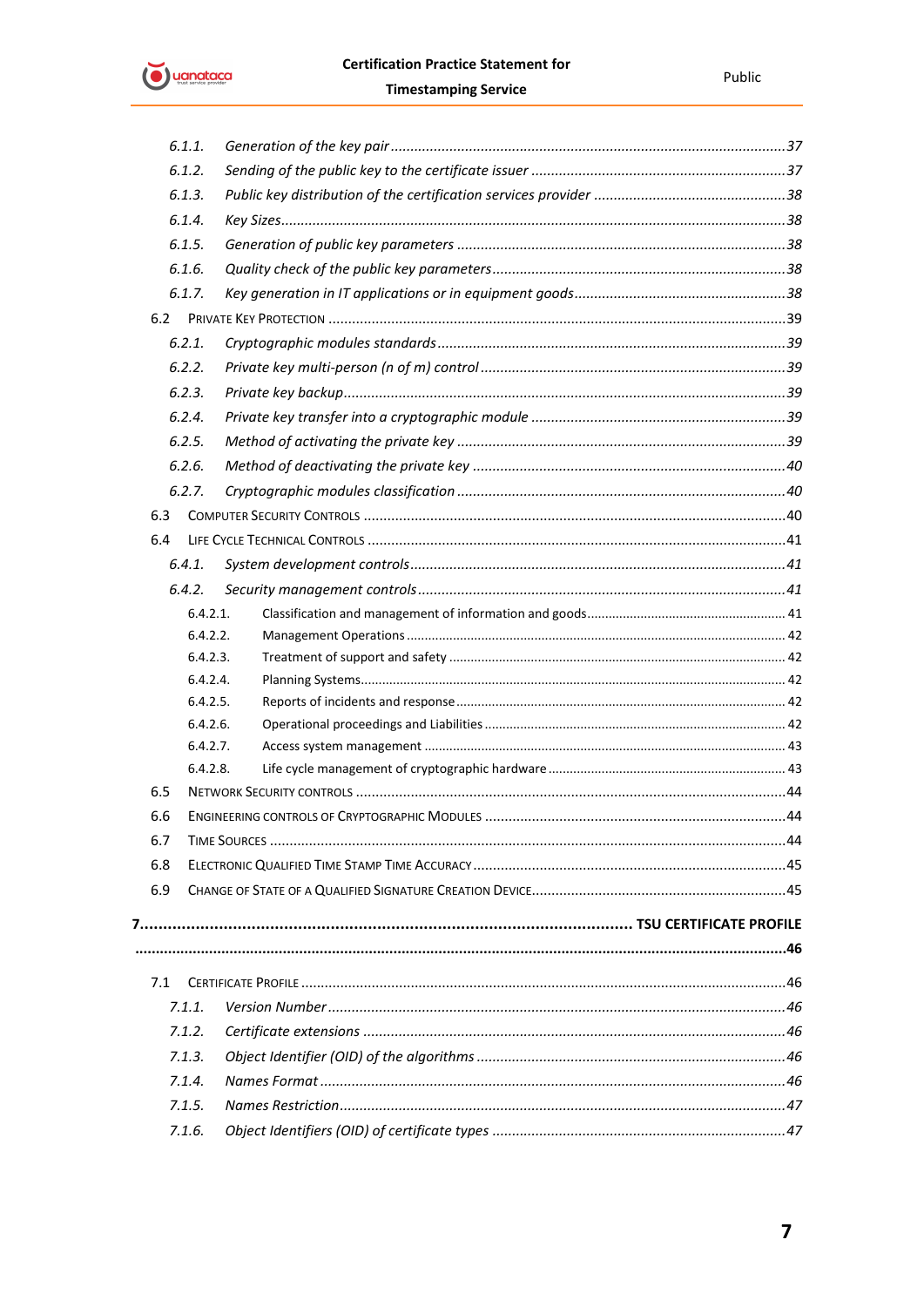6.1.1. *Generation of the key pair* ....................................................................................................37

6.1.2. *Sending of the public key to the certificate issuer* .................................................................37

6.1.3. *Public key distribution of the certification services provider* .................................................38

6.1.4. *Key Sizes*...................................................................................................................................38

6.1.5. *Generation of public key parameters* ....................................................................................38

6.1.6. *Quality check of the public key parameters*...........................................................................38

6.1.7. *Key generation in IT applications or in equipment goods*......................................................38

6.2 PRIVATE KEY PROTECTION .....................................................................................................................39

6.2.1. *Cryptographic modules standards*.........................................................................................39

6.2.2. *Private key multi-person (n of m) control* ..............................................................................39

6.2.3. *Private key backup*..................................................................................................................39

6.2.4. *Private key transfer into a cryptographic module* .................................................................39

6.2.5. *Method of activating the private key* ....................................................................................39

6.2.6. *Method of deactivating the private key* ................................................................................40

6.2.7. *Cryptographic modules classification* ....................................................................................40

6.3 COMPUTER SECURITY CONTROLS ............................................................................................................40

6.4 LIFE CYCLE TECHNICAL CONTROLS ...........................................................................................................41

6.4.1. *System development controls*................................................................................................41

6.4.2. *Security management controls*..............................................................................................41

6.4.2.1. Classification and management of information and goods....................................................... 41

6.4.2.2. Management Operations ........................................................................................................... 42

6.4.2.3. Treatment of support and safety .............................................................................................. 42

6.4.2.4. Planning Systems........................................................................................................................ 42

6.4.2.5. Reports of incidents and response ............................................................................................ 42

6.4.2.6. Operational proceedings and Liabilities .................................................................................... 42

6.4.2.7. Access system management ..................................................................................................... 43

6.4.2.8. Life cycle management of cryptographic hardware .................................................................. 43

6.5 NETWORK SECURITY CONTROLS ..............................................................................................................44

6.6 ENGINEERING CONTROLS OF CRYPTOGRAPHIC MODULES .............................................................................44

6.7 TIME SOURCES ....................................................................................................................................44

6.8 ELECTRONIC QUALIFIED TIME STAMP TIME ACCURACY ................................................................................45

6.9 CHANGE OF STATE OF A QUALIFIED SIGNATURE CREATION DEVICE.................................................................45

**7.......................................................................................................... TSU CERTIFICATE PROFILE ...........................................................................................................................................46**

7.1 CERTIFICATE PROFILE ............................................................................................................................46

7.1.1. *Version Number*.....................................................................................................................46

7.1.2. *Certificate extensions* ............................................................................................................46

7.1.3. *Object Identifier (OID) of the algorithms* ...............................................................................46

7.1.4. *Names Format* .......................................................................................................................46

7.1.5. *Names Restriction*..................................................................................................................47

7.1.6. *Object Identifiers (OID) of certificate types* ...........................................................................47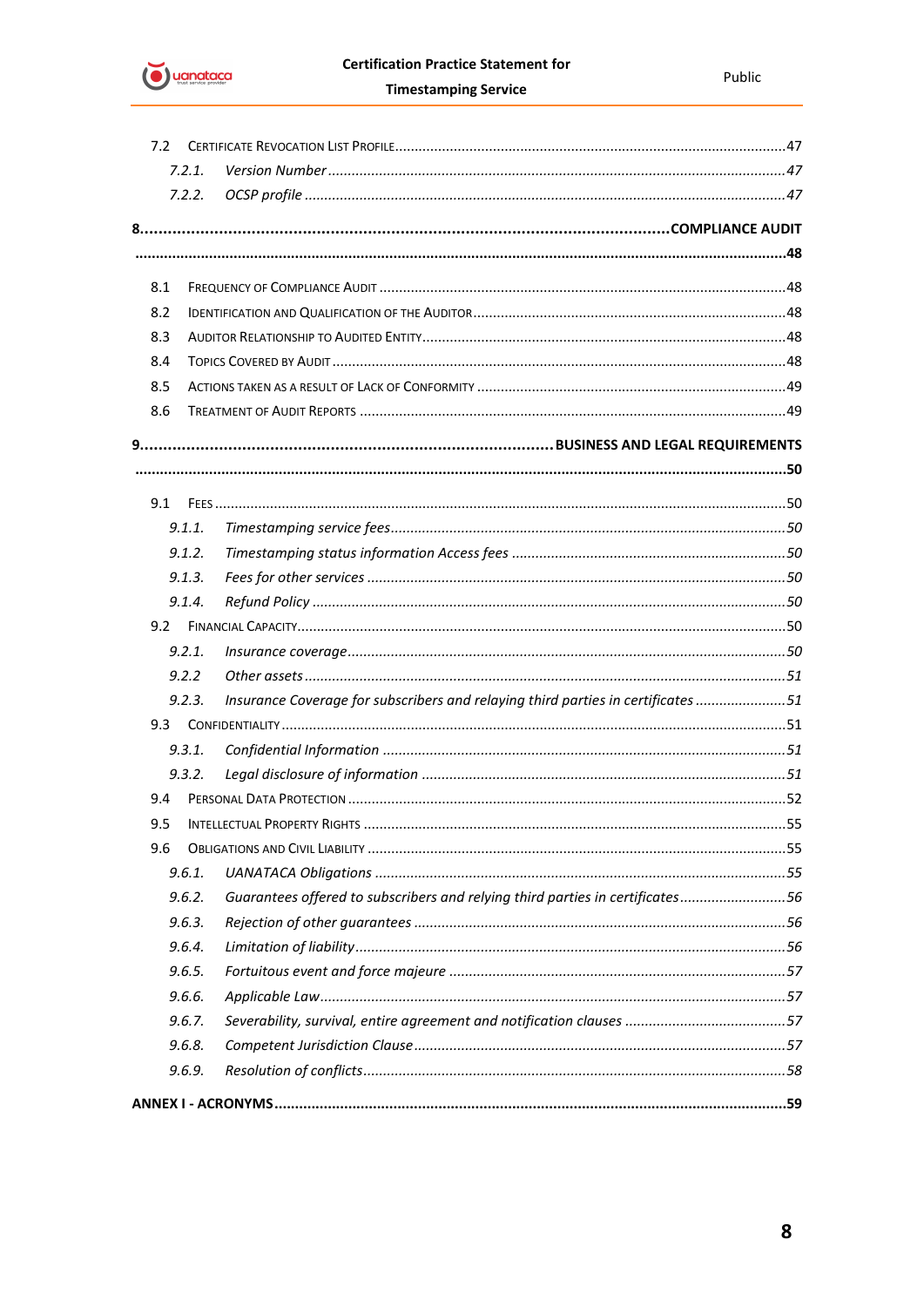7.2 CERTIFICATE REVOCATION LIST PROFILE ....47

*7.2.1. Version Number* ....47

*7.2.2. OCSP profile* ....47

**8. COMPLIANCE AUDIT ....48**

8.1 FREQUENCY OF COMPLIANCE AUDIT ....48

8.2 IDENTIFICATION AND QUALIFICATION OF THE AUDITOR ....48

8.3 AUDITOR RELATIONSHIP TO AUDITED ENTITY ....48

8.4 TOPICS COVERED BY AUDIT ....48

8.5 ACTIONS TAKEN AS A RESULT OF LACK OF CONFORMITY ....49

8.6 TREATMENT OF AUDIT REPORTS ....49

**9. BUSINESS AND LEGAL REQUIREMENTS ....50**

9.1 FEES ....50

*9.1.1. Timestamping service fees* ....50

*9.1.2. Timestamping status information Access fees* ....50

*9.1.3. Fees for other services* ....50

*9.1.4. Refund Policy* ....50

9.2 FINANCIAL CAPACITY ....50

*9.2.1. Insurance coverage* ....50

*9.2.2 Other assets* ....51

*9.2.3. Insurance Coverage for subscribers and relaying third parties in certificates* ....51

9.3 CONFIDENTIALITY ....51

*9.3.1. Confidential Information* ....51

*9.3.2. Legal disclosure of information* ....51

9.4 PERSONAL DATA PROTECTION ....52

9.5 INTELLECTUAL PROPERTY RIGHTS ....55

9.6 OBLIGATIONS AND CIVIL LIABILITY ....55

*9.6.1. UANATACA Obligations* ....55

*9.6.2. Guarantees offered to subscribers and relying third parties in certificates* ....56

*9.6.3. Rejection of other guarantees* ....56

*9.6.4. Limitation of liability* ....56

*9.6.5. Fortuitous event and force majeure* ....57

*9.6.6. Applicable Law* ....57

*9.6.7. Severability, survival, entire agreement and notification clauses* ....57

*9.6.8. Competent Jurisdiction Clause* ....57

*9.6.9. Resolution of conflicts* ....58

**ANNEX I - ACRONYMS ....59**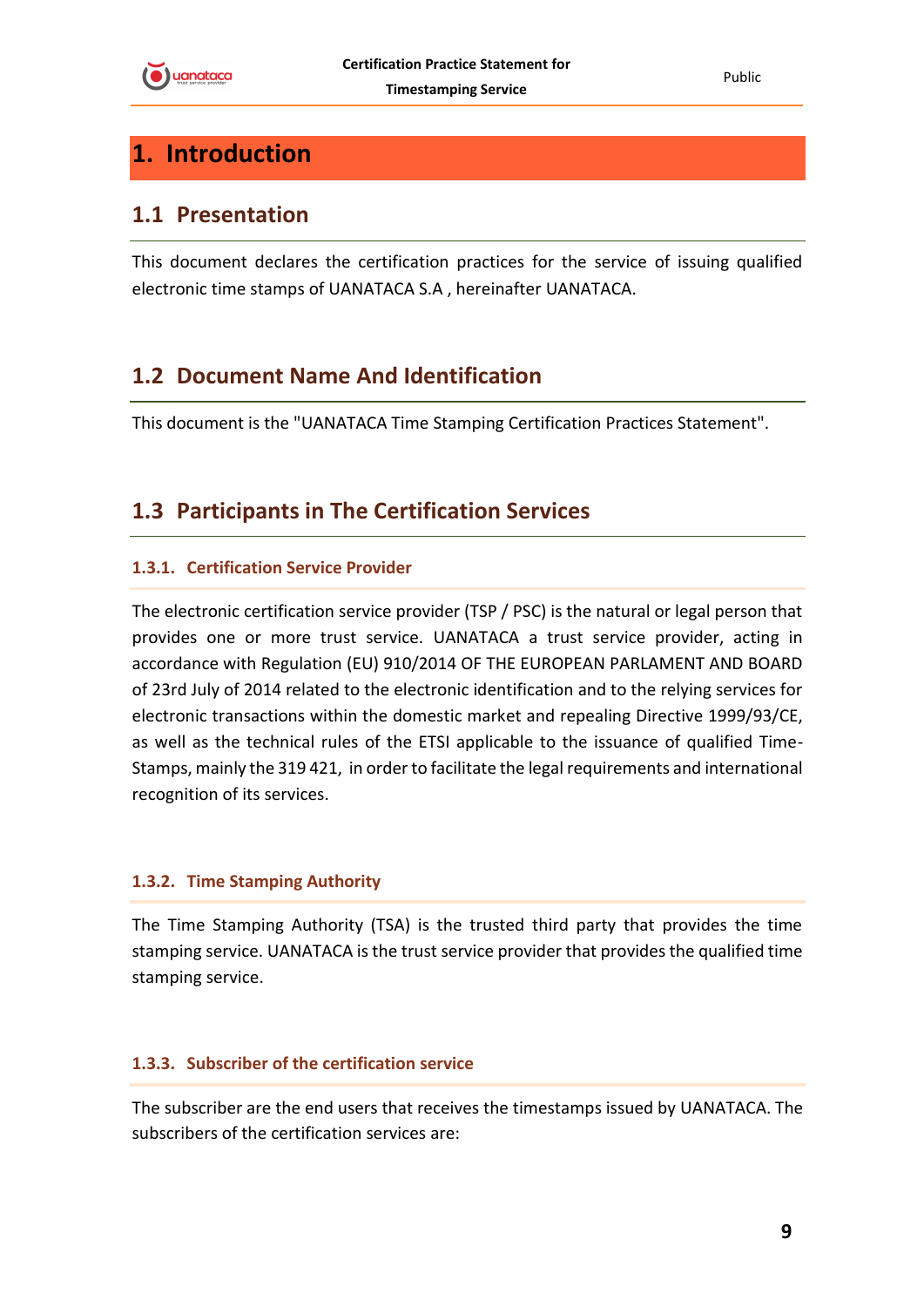# 1. Introduction

## 1.1 Presentation

This document declares the certification practices for the service of issuing qualified electronic time stamps of UANATACA S.A , hereinafter UANATACA.

## 1.2 Document Name And Identification

This document is the "UANATACA Time Stamping Certification Practices Statement".

## 1.3 Participants in The Certification Services

### 1.3.1. Certification Service Provider

The electronic certification service provider (TSP / PSC) is the natural or legal person that provides one or more trust service. UANATACA a trust service provider, acting in accordance with Regulation (EU) 910/2014 OF THE EUROPEAN PARLAMENT AND BOARD of 23rd July of 2014 related to the electronic identification and to the relying services for electronic transactions within the domestic market and repealing Directive 1999/93/CE, as well as the technical rules of the ETSI applicable to the issuance of qualified Time-Stamps, mainly the 319 421, in order to facilitate the legal requirements and international recognition of its services.

### 1.3.2. Time Stamping Authority

The Time Stamping Authority (TSA) is the trusted third party that provides the time stamping service. UANATACA is the trust service provider that provides the qualified time stamping service.

### 1.3.3. Subscriber of the certification service

The subscriber are the end users that receives the timestamps issued by UANATACA. The subscribers of the certification services are: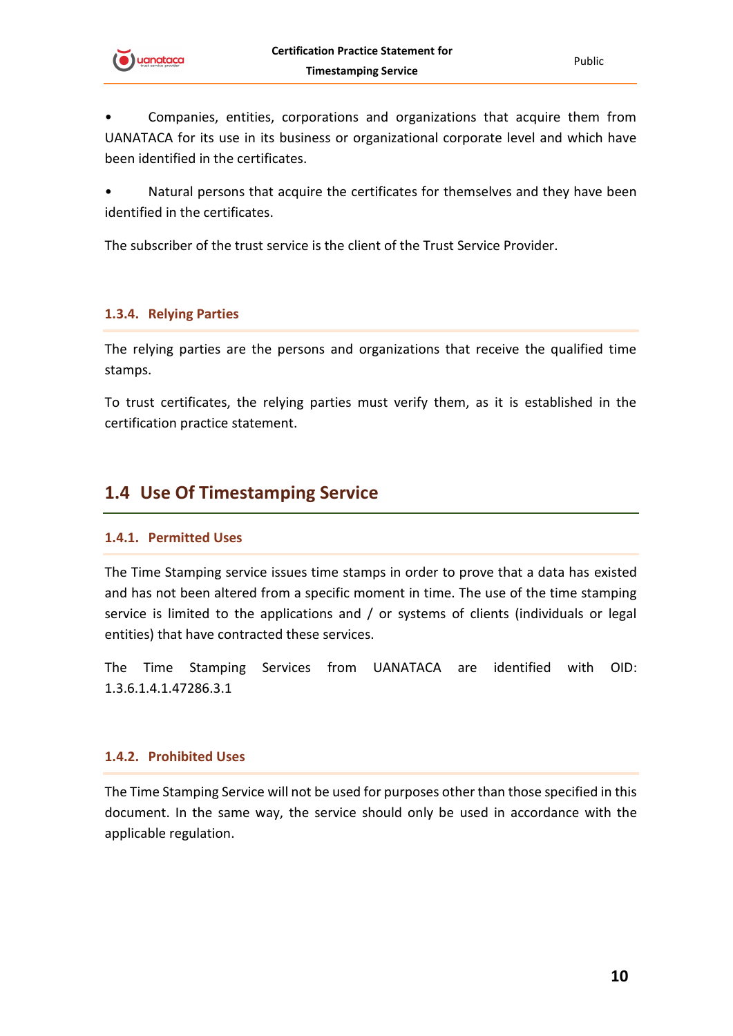- Companies, entities, corporations and organizations that acquire them from UANATACA for its use in its business or organizational corporate level and which have been identified in the certificates.
- Natural persons that acquire the certificates for themselves and they have been identified in the certificates.

The subscriber of the trust service is the client of the Trust Service Provider.

### 1.3.4. Relying Parties

The relying parties are the persons and organizations that receive the qualified time stamps.

To trust certificates, the relying parties must verify them, as it is established in the certification practice statement.

## 1.4 Use Of Timestamping Service

### 1.4.1. Permitted Uses

The Time Stamping service issues time stamps in order to prove that a data has existed and has not been altered from a specific moment in time. The use of the time stamping service is limited to the applications and / or systems of clients (individuals or legal entities) that have contracted these services.

The Time Stamping Services from UANATACA are identified with OID: 1.3.6.1.4.1.47286.3.1

### 1.4.2. Prohibited Uses

The Time Stamping Service will not be used for purposes other than those specified in this document. In the same way, the service should only be used in accordance with the applicable regulation.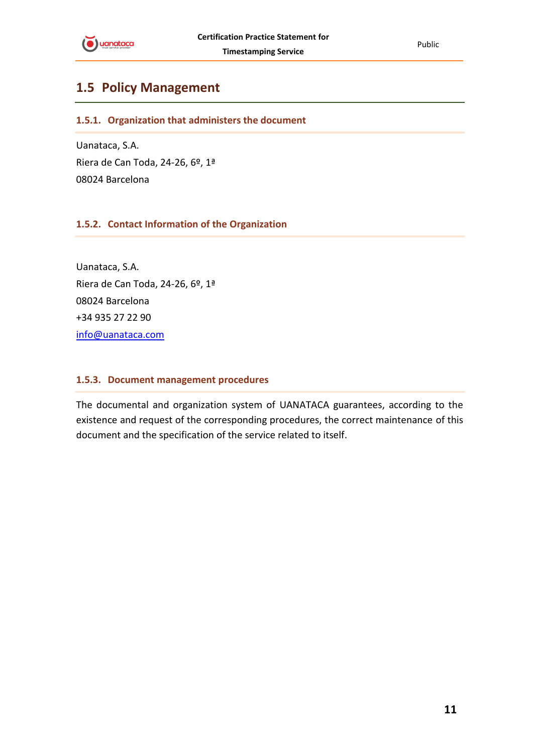## 1.5 Policy Management

### 1.5.1. Organization that administers the document

Uanataca, S.A.
Riera de Can Toda, 24-26, 6º, 1ª
08024 Barcelona

### 1.5.2. Contact Information of the Organization

Uanataca, S.A.
Riera de Can Toda, 24-26, 6º, 1ª
08024 Barcelona
+34 935 27 22 90
info@uanataca.com

### 1.5.3. Document management procedures

The documental and organization system of UANATACA guarantees, according to the existence and request of the corresponding procedures, the correct maintenance of this document and the specification of the service related to itself.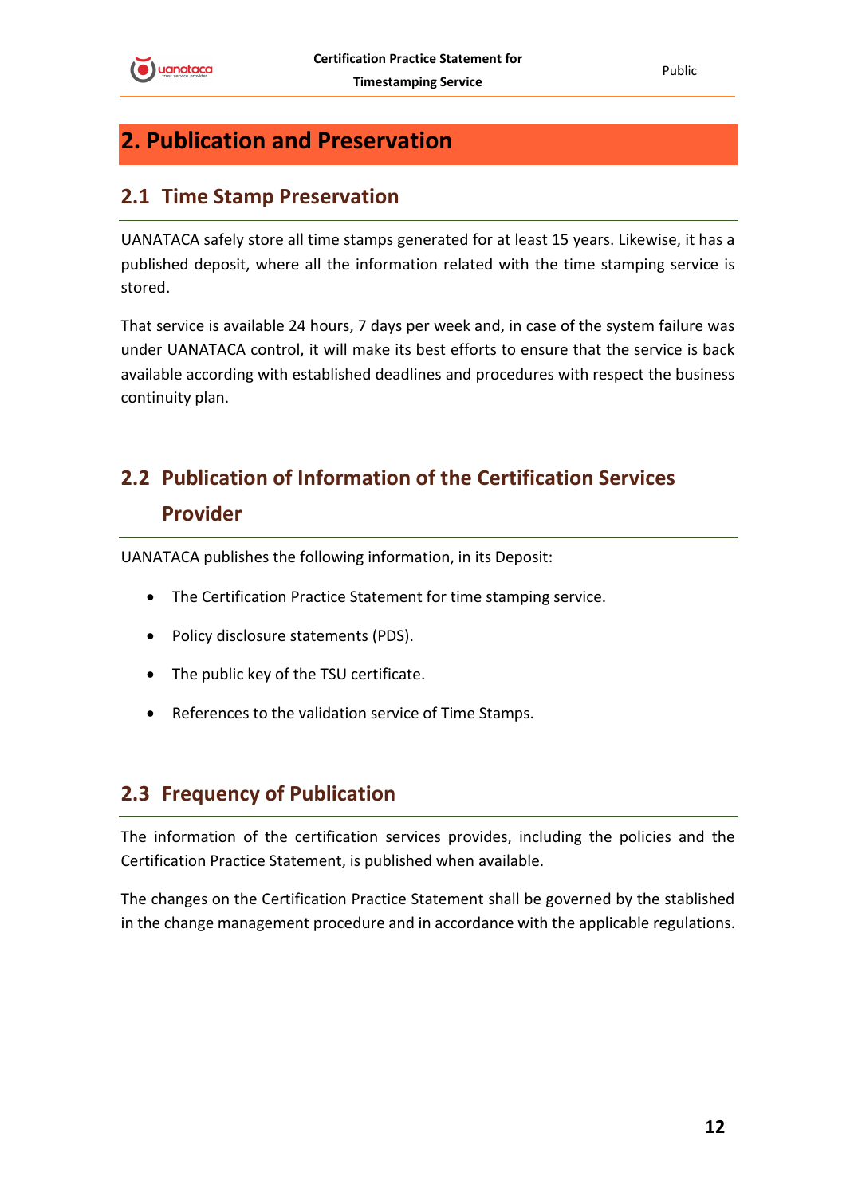# 2. Publication and Preservation

## 2.1 Time Stamp Preservation

UANATACA safely store all time stamps generated for at least 15 years. Likewise, it has a published deposit, where all the information related with the time stamping service is stored.

That service is available 24 hours, 7 days per week and, in case of the system failure was under UANATACA control, it will make its best efforts to ensure that the service is back available according with established deadlines and procedures with respect the business continuity plan.

## 2.2 Publication of Information of the Certification Services Provider

UANATACA publishes the following information, in its Deposit:

- The Certification Practice Statement for time stamping service.
- Policy disclosure statements (PDS).
- The public key of the TSU certificate.
- References to the validation service of Time Stamps.

## 2.3 Frequency of Publication

The information of the certification services provides, including the policies and the Certification Practice Statement, is published when available.

The changes on the Certification Practice Statement shall be governed by the stablished in the change management procedure and in accordance with the applicable regulations.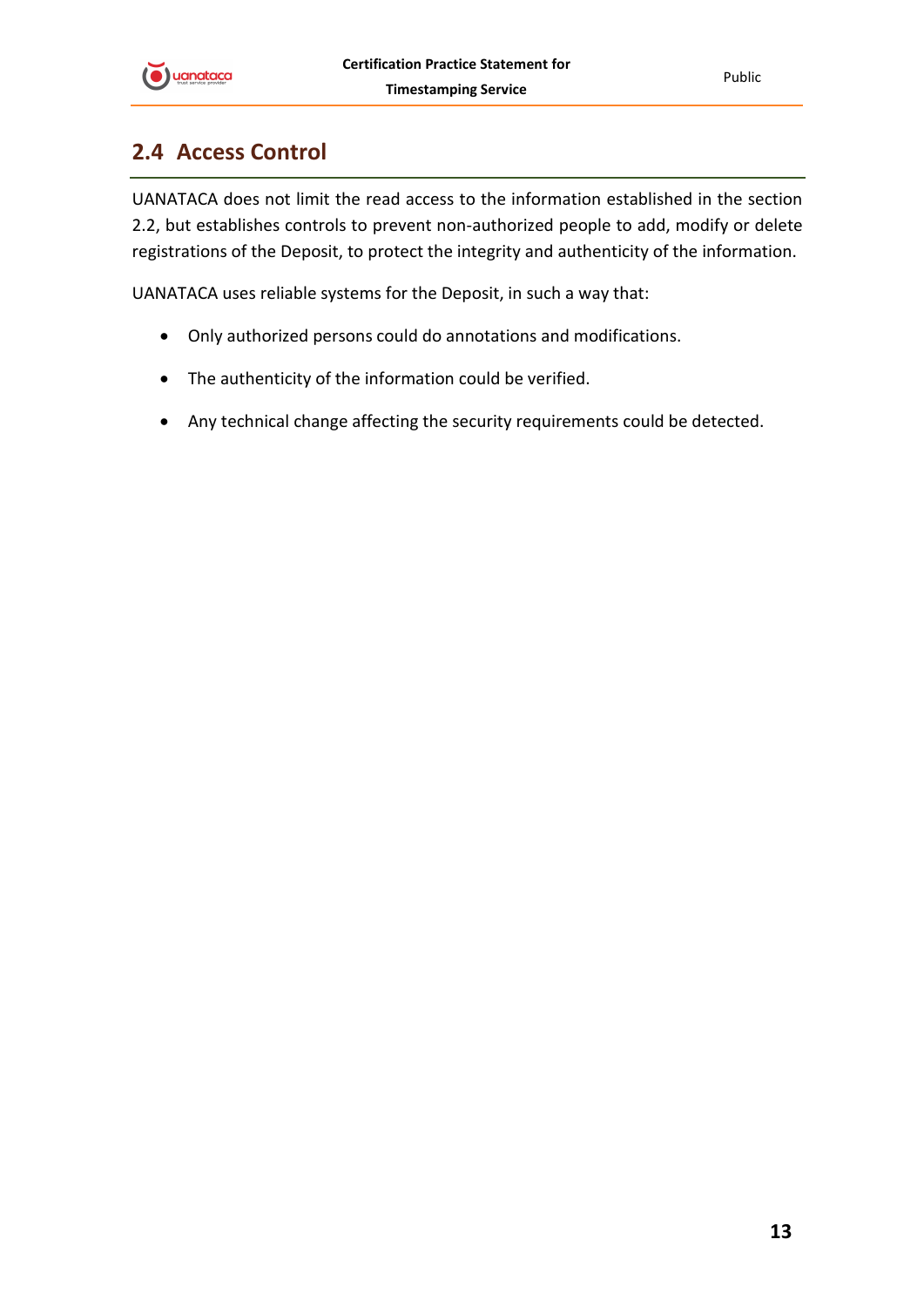## 2.4 Access Control

UANATACA does not limit the read access to the information established in the section 2.2, but establishes controls to prevent non-authorized people to add, modify or delete registrations of the Deposit, to protect the integrity and authenticity of the information.

UANATACA uses reliable systems for the Deposit, in such a way that:

- Only authorized persons could do annotations and modifications.
- The authenticity of the information could be verified.
- Any technical change affecting the security requirements could be detected.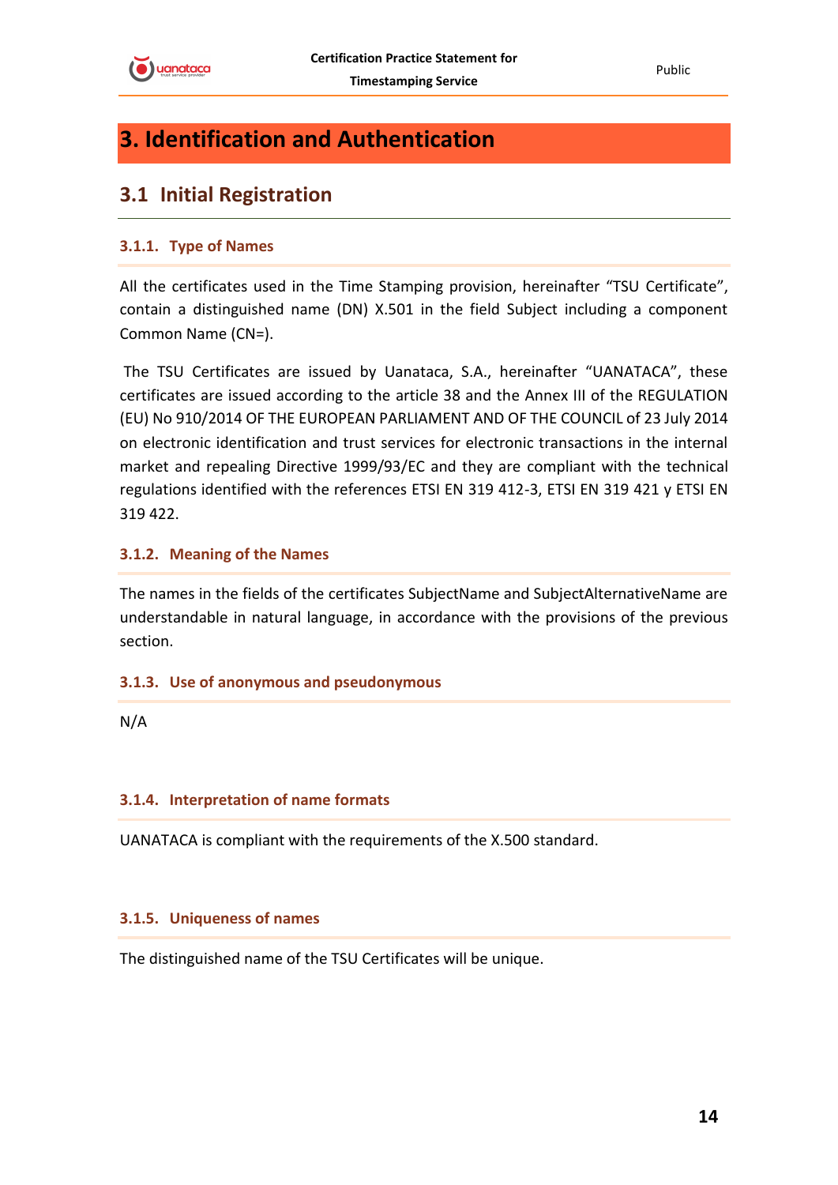# 3. Identification and Authentication

## 3.1 Initial Registration

### 3.1.1. Type of Names

All the certificates used in the Time Stamping provision, hereinafter "TSU Certificate", contain a distinguished name (DN) X.501 in the field Subject including a component Common Name (CN=).

The TSU Certificates are issued by Uanataca, S.A., hereinafter "UANATACA", these certificates are issued according to the article 38 and the Annex III of the REGULATION (EU) No 910/2014 OF THE EUROPEAN PARLIAMENT AND OF THE COUNCIL of 23 July 2014 on electronic identification and trust services for electronic transactions in the internal market and repealing Directive 1999/93/EC and they are compliant with the technical regulations identified with the references ETSI EN 319 412-3, ETSI EN 319 421 y ETSI EN 319 422.

### 3.1.2. Meaning of the Names

The names in the fields of the certificates SubjectName and SubjectAlternativeName are understandable in natural language, in accordance with the provisions of the previous section.

### 3.1.3. Use of anonymous and pseudonymous

N/A

### 3.1.4. Interpretation of name formats

UANATACA is compliant with the requirements of the X.500 standard.

### 3.1.5. Uniqueness of names

The distinguished name of the TSU Certificates will be unique.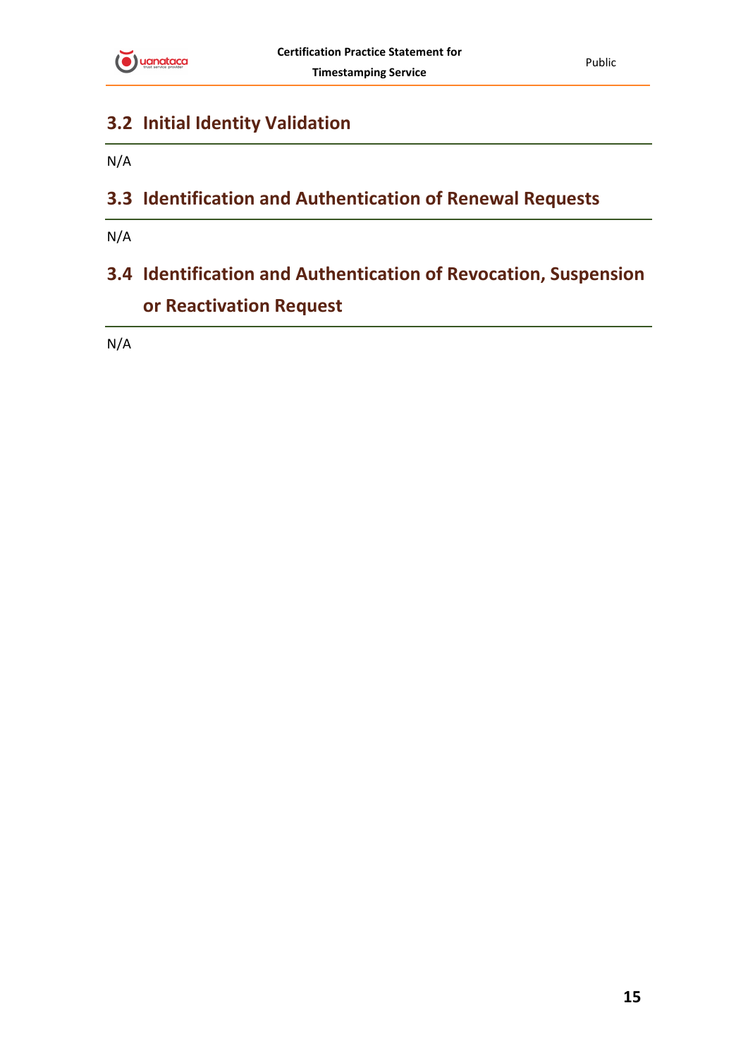## 3.2 Initial Identity Validation

N/A

## 3.3 Identification and Authentication of Renewal Requests

N/A

## 3.4 Identification and Authentication of Revocation, Suspension or Reactivation Request

N/A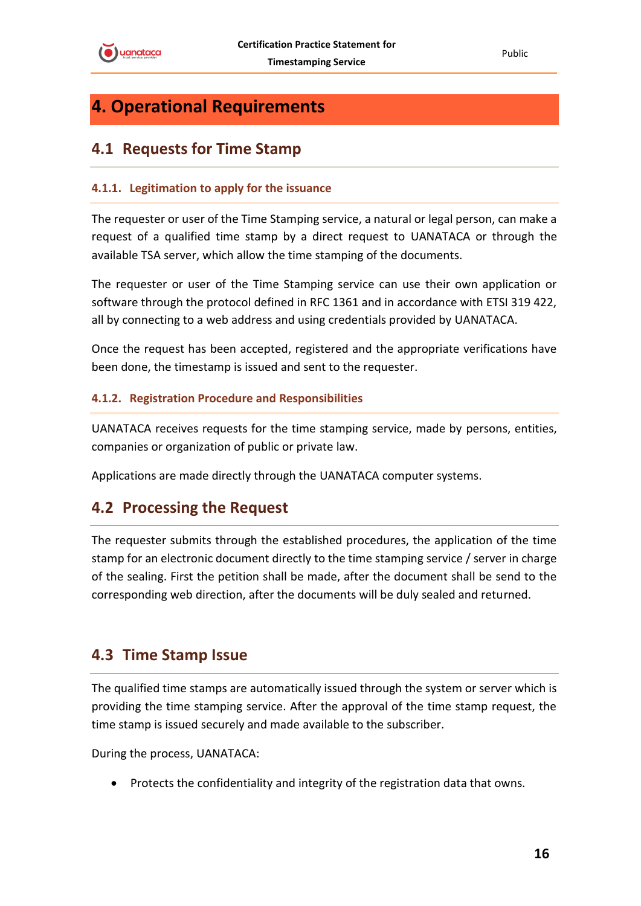# 4. Operational Requirements

## 4.1 Requests for Time Stamp

### 4.1.1. Legitimation to apply for the issuance

The requester or user of the Time Stamping service, a natural or legal person, can make a request of a qualified time stamp by a direct request to UANATACA or through the available TSA server, which allow the time stamping of the documents.

The requester or user of the Time Stamping service can use their own application or software through the protocol defined in RFC 1361 and in accordance with ETSI 319 422, all by connecting to a web address and using credentials provided by UANATACA.

Once the request has been accepted, registered and the appropriate verifications have been done, the timestamp is issued and sent to the requester.

### 4.1.2. Registration Procedure and Responsibilities

UANATACA receives requests for the time stamping service, made by persons, entities, companies or organization of public or private law.

Applications are made directly through the UANATACA computer systems.

## 4.2 Processing the Request

The requester submits through the established procedures, the application of the time stamp for an electronic document directly to the time stamping service / server in charge of the sealing. First the petition shall be made, after the document shall be send to the corresponding web direction, after the documents will be duly sealed and returned.

## 4.3 Time Stamp Issue

The qualified time stamps are automatically issued through the system or server which is providing the time stamping service. After the approval of the time stamp request, the time stamp is issued securely and made available to the subscriber.

During the process, UANATACA:

- Protects the confidentiality and integrity of the registration data that owns.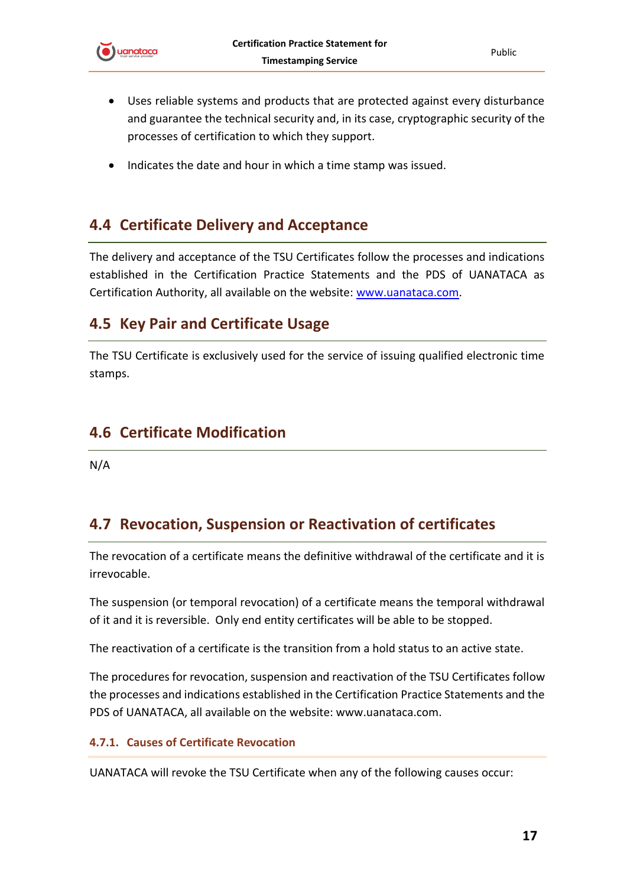- Uses reliable systems and products that are protected against every disturbance and guarantee the technical security and, in its case, cryptographic security of the processes of certification to which they support.
- Indicates the date and hour in which a time stamp was issued.

## 4.4 Certificate Delivery and Acceptance

The delivery and acceptance of the TSU Certificates follow the processes and indications established in the Certification Practice Statements and the PDS of UANATACA as Certification Authority, all available on the website: [www.uanataca.com](http://www.uanataca.com).

## 4.5 Key Pair and Certificate Usage

The TSU Certificate is exclusively used for the service of issuing qualified electronic time stamps.

## 4.6 Certificate Modification

N/A

## 4.7 Revocation, Suspension or Reactivation of certificates

The revocation of a certificate means the definitive withdrawal of the certificate and it is irrevocable.

The suspension (or temporal revocation) of a certificate means the temporal withdrawal of it and it is reversible. Only end entity certificates will be able to be stopped.

The reactivation of a certificate is the transition from a hold status to an active state.

The procedures for revocation, suspension and reactivation of the TSU Certificates follow the processes and indications established in the Certification Practice Statements and the PDS of UANATACA, all available on the website: www.uanataca.com.

### 4.7.1. Causes of Certificate Revocation

UANATACA will revoke the TSU Certificate when any of the following causes occur: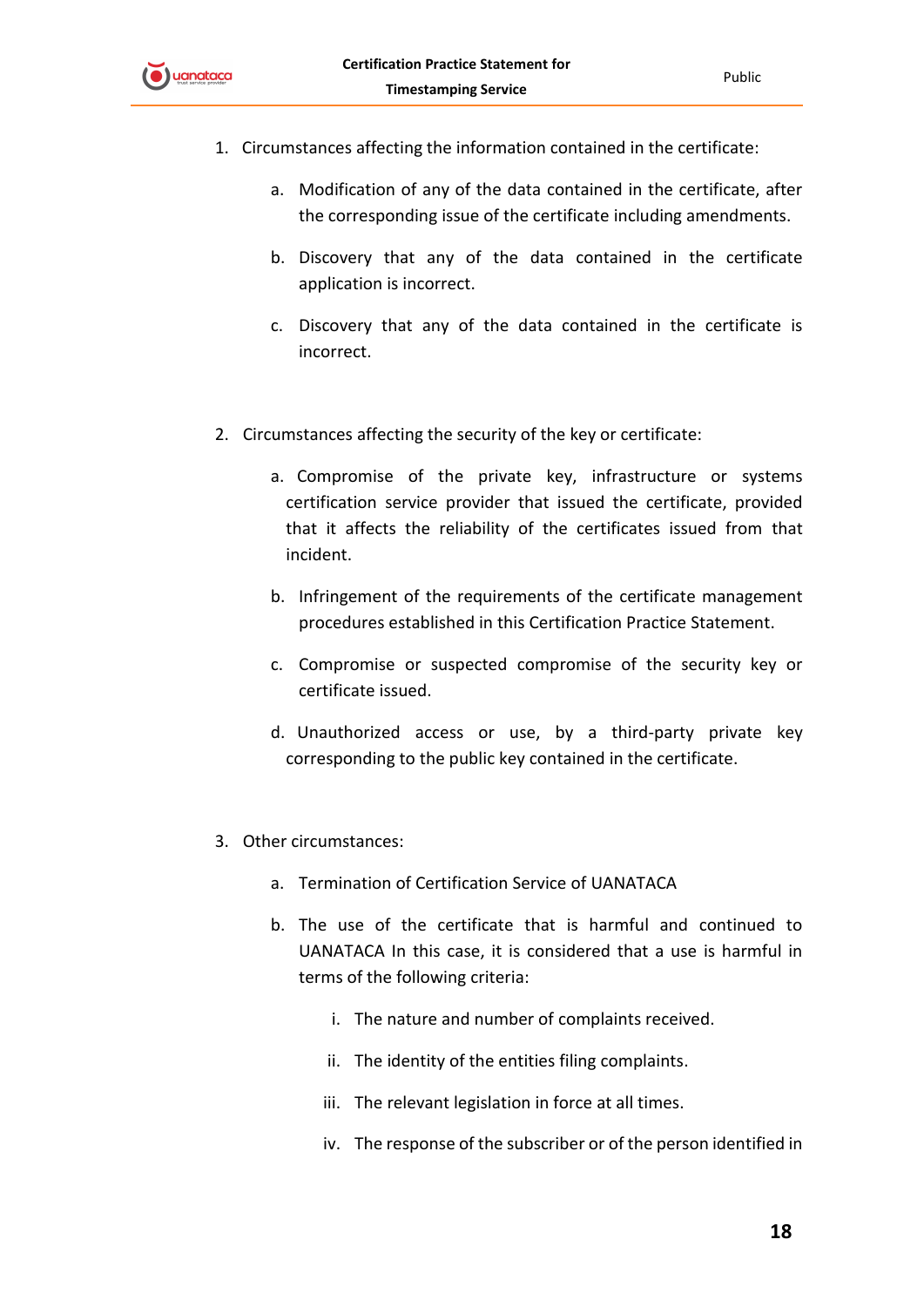1. Circumstances affecting the information contained in the certificate:

    a. Modification of any of the data contained in the certificate, after the corresponding issue of the certificate including amendments.

    b. Discovery that any of the data contained in the certificate application is incorrect.

    c. Discovery that any of the data contained in the certificate is incorrect.

2. Circumstances affecting the security of the key or certificate:

    a. Compromise of the private key, infrastructure or systems certification service provider that issued the certificate, provided that it affects the reliability of the certificates issued from that incident.

    b. Infringement of the requirements of the certificate management procedures established in this Certification Practice Statement.

    c. Compromise or suspected compromise of the security key or certificate issued.

    d. Unauthorized access or use, by a third-party private key corresponding to the public key contained in the certificate.

3. Other circumstances:

    a. Termination of Certification Service of UANATACA

    b. The use of the certificate that is harmful and continued to UANATACA In this case, it is considered that a use is harmful in terms of the following criteria:

        i. The nature and number of complaints received.

        ii. The identity of the entities filing complaints.

        iii. The relevant legislation in force at all times.

        iv. The response of the subscriber or of the person identified in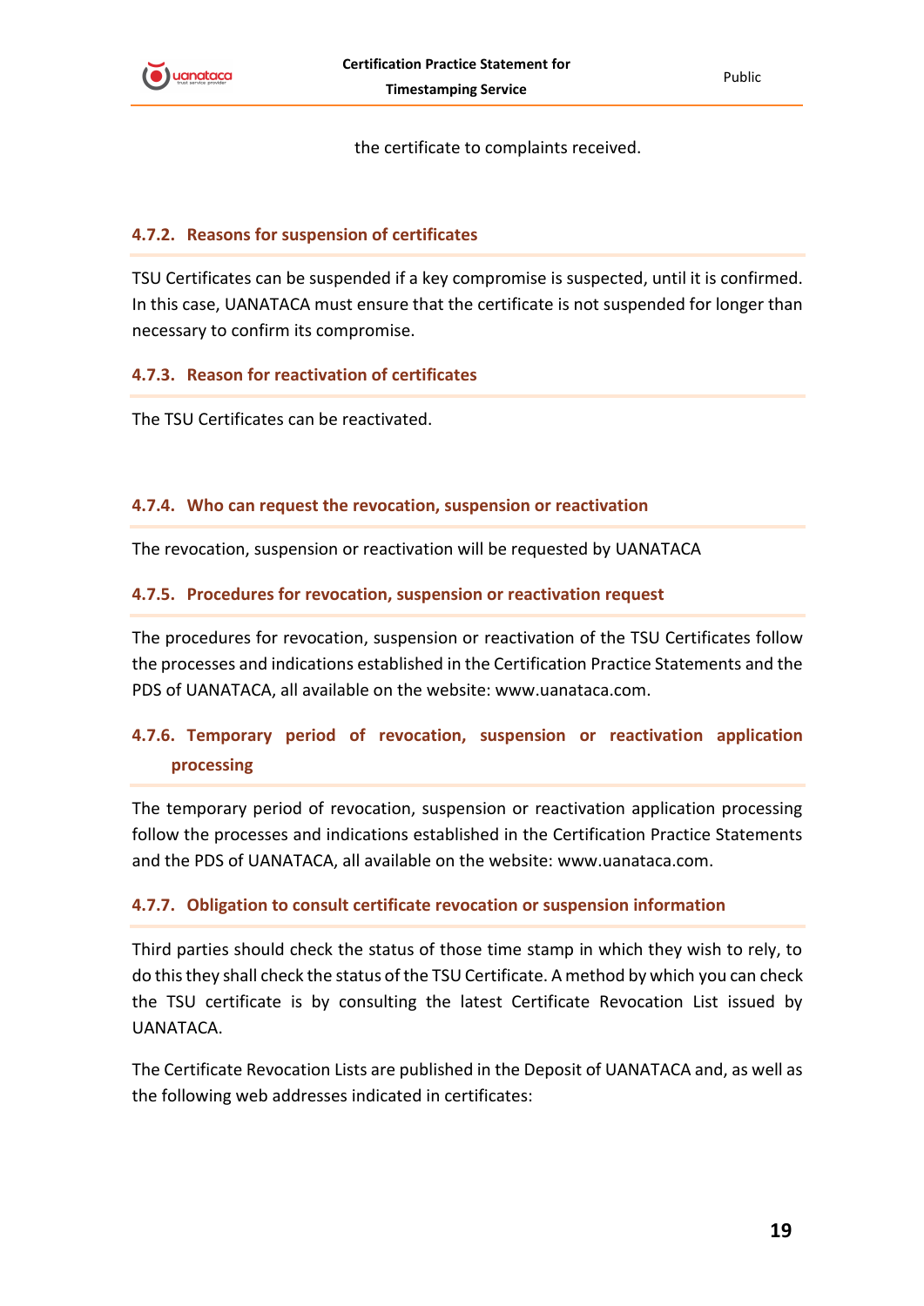the certificate to complaints received.

### 4.7.2. Reasons for suspension of certificates

TSU Certificates can be suspended if a key compromise is suspected, until it is confirmed. In this case, UANATACA must ensure that the certificate is not suspended for longer than necessary to confirm its compromise.

### 4.7.3. Reason for reactivation of certificates

The TSU Certificates can be reactivated.

### 4.7.4. Who can request the revocation, suspension or reactivation

The revocation, suspension or reactivation will be requested by UANATACA

### 4.7.5. Procedures for revocation, suspension or reactivation request

The procedures for revocation, suspension or reactivation of the TSU Certificates follow the processes and indications established in the Certification Practice Statements and the PDS of UANATACA, all available on the website: www.uanataca.com.

### 4.7.6. Temporary period of revocation, suspension or reactivation application processing

The temporary period of revocation, suspension or reactivation application processing follow the processes and indications established in the Certification Practice Statements and the PDS of UANATACA, all available on the website: www.uanataca.com.

### 4.7.7. Obligation to consult certificate revocation or suspension information

Third parties should check the status of those time stamp in which they wish to rely, to do this they shall check the status of the TSU Certificate. A method by which you can check the TSU certificate is by consulting the latest Certificate Revocation List issued by UANATACA.

The Certificate Revocation Lists are published in the Deposit of UANATACA and, as well as the following web addresses indicated in certificates: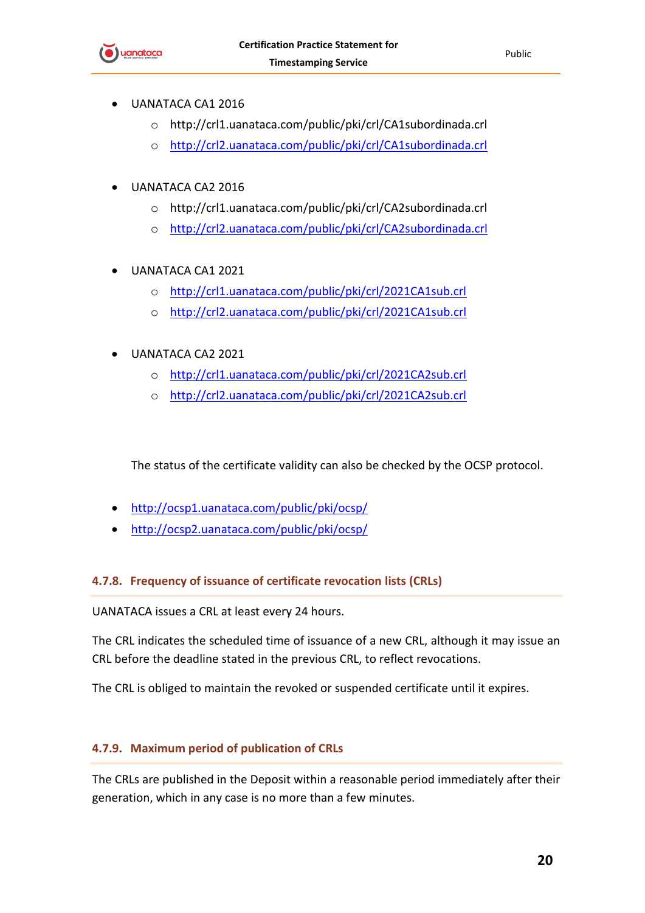- UANATACA CA1 2016
  - http://crl1.uanataca.com/public/pki/crl/CA1subordinada.crl
  - http://crl2.uanataca.com/public/pki/crl/CA1subordinada.crl

- UANATACA CA2 2016
  - http://crl1.uanataca.com/public/pki/crl/CA2subordinada.crl
  - http://crl2.uanataca.com/public/pki/crl/CA2subordinada.crl

- UANATACA CA1 2021
  - http://crl1.uanataca.com/public/pki/crl/2021CA1sub.crl
  - http://crl2.uanataca.com/public/pki/crl/2021CA1sub.crl

- UANATACA CA2 2021
  - http://crl1.uanataca.com/public/pki/crl/2021CA2sub.crl
  - http://crl2.uanataca.com/public/pki/crl/2021CA2sub.crl

The status of the certificate validity can also be checked by the OCSP protocol.

- http://ocsp1.uanataca.com/public/pki/ocsp/
- http://ocsp2.uanataca.com/public/pki/ocsp/

### 4.7.8. Frequency of issuance of certificate revocation lists (CRLs)

UANATACA issues a CRL at least every 24 hours.

The CRL indicates the scheduled time of issuance of a new CRL, although it may issue an CRL before the deadline stated in the previous CRL, to reflect revocations.

The CRL is obliged to maintain the revoked or suspended certificate until it expires.

### 4.7.9. Maximum period of publication of CRLs

The CRLs are published in the Deposit within a reasonable period immediately after their generation, which in any case is no more than a few minutes.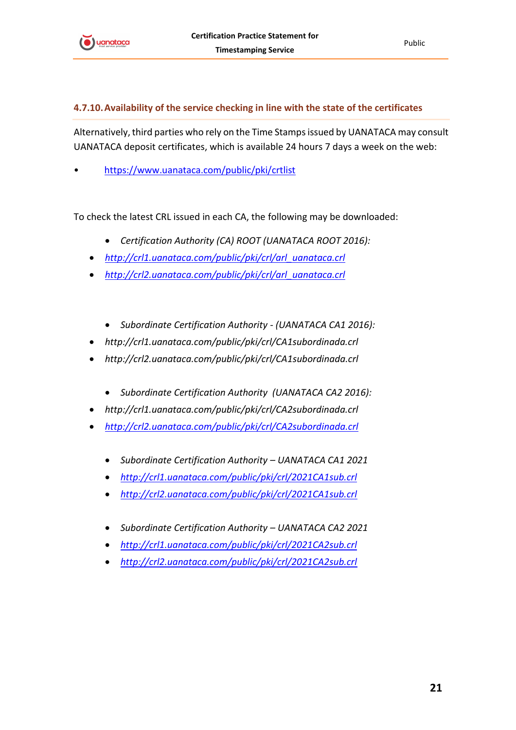#### 4.7.10. Availability of the service checking in line with the state of the certificates

Alternatively, third parties who rely on the Time Stamps issued by UANATACA may consult UANATACA deposit certificates, which is available 24 hours 7 days a week on the web:

- https://www.uanataca.com/public/pki/crtlist

To check the latest CRL issued in each CA, the following may be downloaded:

- *Certification Authority (CA) ROOT (UANATACA ROOT 2016):*
- *http://crl1.uanataca.com/public/pki/crl/arl_uanataca.crl*
- *http://crl2.uanataca.com/public/pki/crl/arl_uanataca.crl*

- *Subordinate Certification Authority - (UANATACA CA1 2016):*
- *http://crl1.uanataca.com/public/pki/crl/CA1subordinada.crl*
- *http://crl2.uanataca.com/public/pki/crl/CA1subordinada.crl*

- *Subordinate Certification Authority (UANATACA CA2 2016):*
- *http://crl1.uanataca.com/public/pki/crl/CA2subordinada.crl*
- *http://crl2.uanataca.com/public/pki/crl/CA2subordinada.crl*

- *Subordinate Certification Authority – UANATACA CA1 2021*
- *http://crl1.uanataca.com/public/pki/crl/2021CA1sub.crl*
- *http://crl2.uanataca.com/public/pki/crl/2021CA1sub.crl*

- *Subordinate Certification Authority – UANATACA CA2 2021*
- *http://crl1.uanataca.com/public/pki/crl/2021CA2sub.crl*
- *http://crl2.uanataca.com/public/pki/crl/2021CA2sub.crl*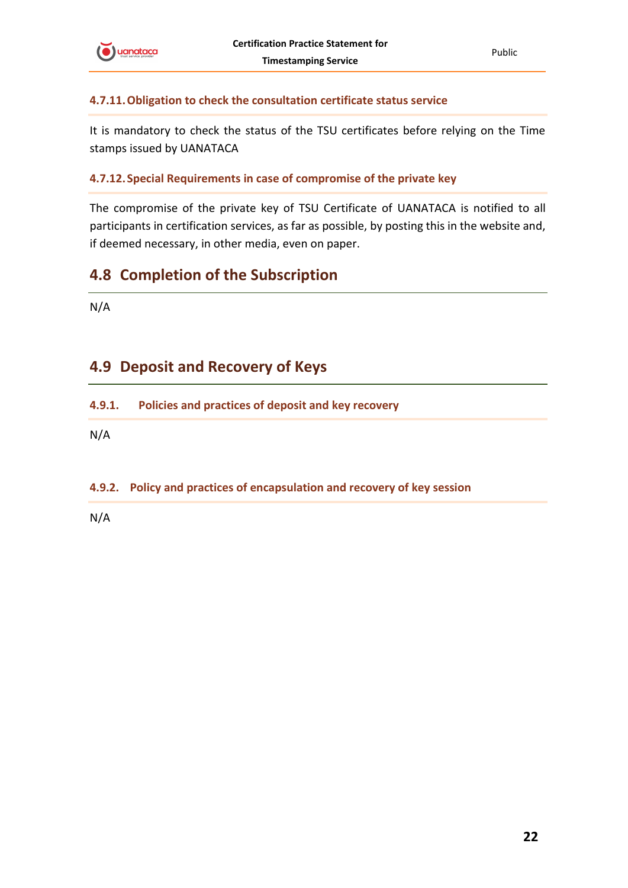#### 4.7.11. Obligation to check the consultation certificate status service

It is mandatory to check the status of the TSU certificates before relying on the Time stamps issued by UANATACA

#### 4.7.12. Special Requirements in case of compromise of the private key

The compromise of the private key of TSU Certificate of UANATACA is notified to all participants in certification services, as far as possible, by posting this in the website and, if deemed necessary, in other media, even on paper.

## 4.8 Completion of the Subscription

N/A

## 4.9 Deposit and Recovery of Keys

#### 4.9.1. Policies and practices of deposit and key recovery

N/A

#### 4.9.2. Policy and practices of encapsulation and recovery of key session

N/A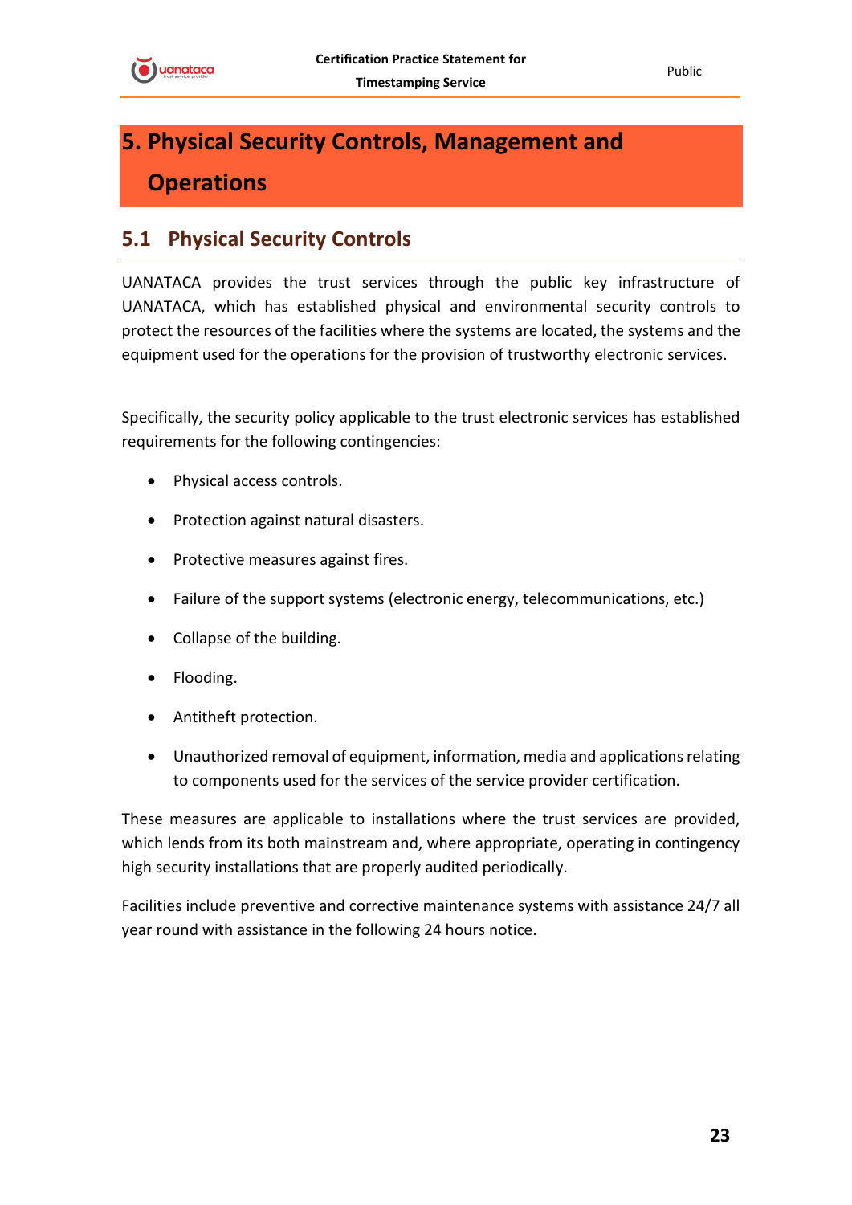# 5. Physical Security Controls, Management and Operations

## 5.1 Physical Security Controls

UANATACA provides the trust services through the public key infrastructure of UANATACA, which has established physical and environmental security controls to protect the resources of the facilities where the systems are located, the systems and the equipment used for the operations for the provision of trustworthy electronic services.

Specifically, the security policy applicable to the trust electronic services has established requirements for the following contingencies:

- Physical access controls.
- Protection against natural disasters.
- Protective measures against fires.
- Failure of the support systems (electronic energy, telecommunications, etc.)
- Collapse of the building.
- Flooding.
- Antitheft protection.
- Unauthorized removal of equipment, information, media and applications relating to components used for the services of the service provider certification.

These measures are applicable to installations where the trust services are provided, which lends from its both mainstream and, where appropriate, operating in contingency high security installations that are properly audited periodically.

Facilities include preventive and corrective maintenance systems with assistance 24/7 all year round with assistance in the following 24 hours notice.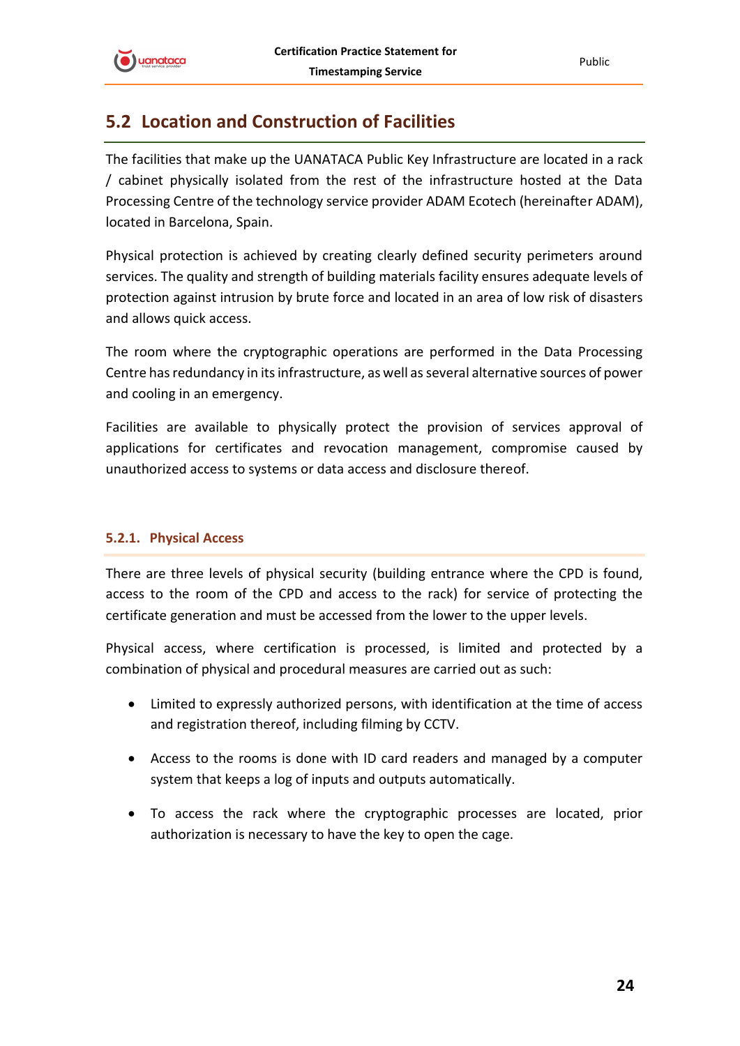## 5.2 Location and Construction of Facilities

The facilities that make up the UANATACA Public Key Infrastructure are located in a rack / cabinet physically isolated from the rest of the infrastructure hosted at the Data Processing Centre of the technology service provider ADAM Ecotech (hereinafter ADAM), located in Barcelona, Spain.

Physical protection is achieved by creating clearly defined security perimeters around services. The quality and strength of building materials facility ensures adequate levels of protection against intrusion by brute force and located in an area of low risk of disasters and allows quick access.

The room where the cryptographic operations are performed in the Data Processing Centre has redundancy in its infrastructure, as well as several alternative sources of power and cooling in an emergency.

Facilities are available to physically protect the provision of services approval of applications for certificates and revocation management, compromise caused by unauthorized access to systems or data access and disclosure thereof.

### 5.2.1. Physical Access

There are three levels of physical security (building entrance where the CPD is found, access to the room of the CPD and access to the rack) for service of protecting the certificate generation and must be accessed from the lower to the upper levels.

Physical access, where certification is processed, is limited and protected by a combination of physical and procedural measures are carried out as such:

- Limited to expressly authorized persons, with identification at the time of access and registration thereof, including filming by CCTV.
- Access to the rooms is done with ID card readers and managed by a computer system that keeps a log of inputs and outputs automatically.
- To access the rack where the cryptographic processes are located, prior authorization is necessary to have the key to open the cage.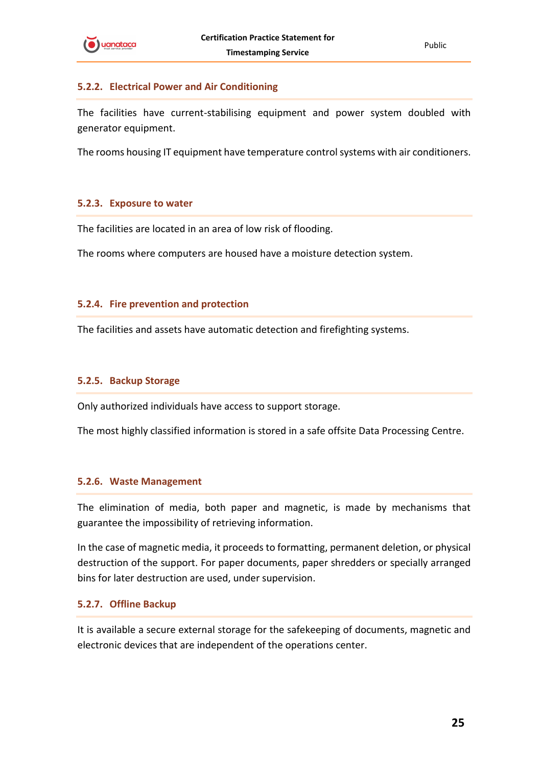### 5.2.2. Electrical Power and Air Conditioning

The facilities have current-stabilising equipment and power system doubled with generator equipment.

The rooms housing IT equipment have temperature control systems with air conditioners.

### 5.2.3. Exposure to water

The facilities are located in an area of low risk of flooding.

The rooms where computers are housed have a moisture detection system.

### 5.2.4. Fire prevention and protection

The facilities and assets have automatic detection and firefighting systems.

### 5.2.5. Backup Storage

Only authorized individuals have access to support storage.

The most highly classified information is stored in a safe offsite Data Processing Centre.

### 5.2.6. Waste Management

The elimination of media, both paper and magnetic, is made by mechanisms that guarantee the impossibility of retrieving information.

In the case of magnetic media, it proceeds to formatting, permanent deletion, or physical destruction of the support. For paper documents, paper shredders or specially arranged bins for later destruction are used, under supervision.

### 5.2.7. Offline Backup

It is available a secure external storage for the safekeeping of documents, magnetic and electronic devices that are independent of the operations center.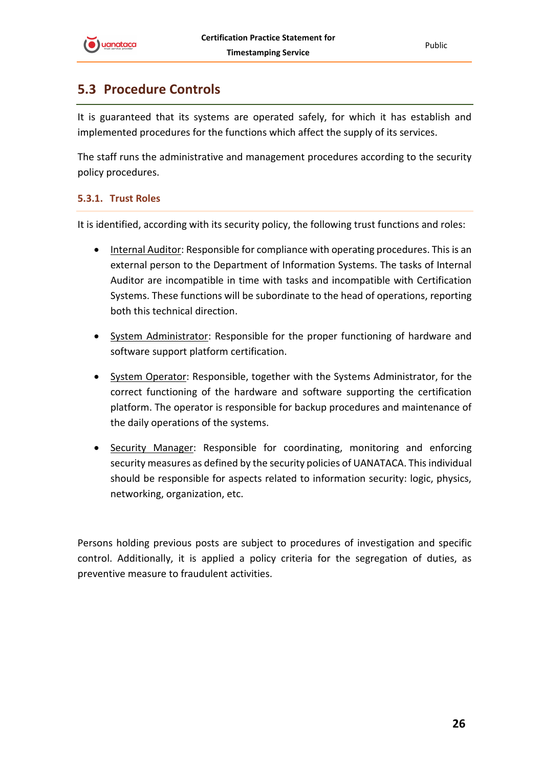## 5.3 Procedure Controls

It is guaranteed that its systems are operated safely, for which it has establish and implemented procedures for the functions which affect the supply of its services.

The staff runs the administrative and management procedures according to the security policy procedures.

### 5.3.1. Trust Roles

It is identified, according with its security policy, the following trust functions and roles:

- Internal Auditor: Responsible for compliance with operating procedures. This is an external person to the Department of Information Systems. The tasks of Internal Auditor are incompatible in time with tasks and incompatible with Certification Systems. These functions will be subordinate to the head of operations, reporting both this technical direction.
- System Administrator: Responsible for the proper functioning of hardware and software support platform certification.
- System Operator: Responsible, together with the Systems Administrator, for the correct functioning of the hardware and software supporting the certification platform. The operator is responsible for backup procedures and maintenance of the daily operations of the systems.
- Security Manager: Responsible for coordinating, monitoring and enforcing security measures as defined by the security policies of UANATACA. This individual should be responsible for aspects related to information security: logic, physics, networking, organization, etc.

Persons holding previous posts are subject to procedures of investigation and specific control. Additionally, it is applied a policy criteria for the segregation of duties, as preventive measure to fraudulent activities.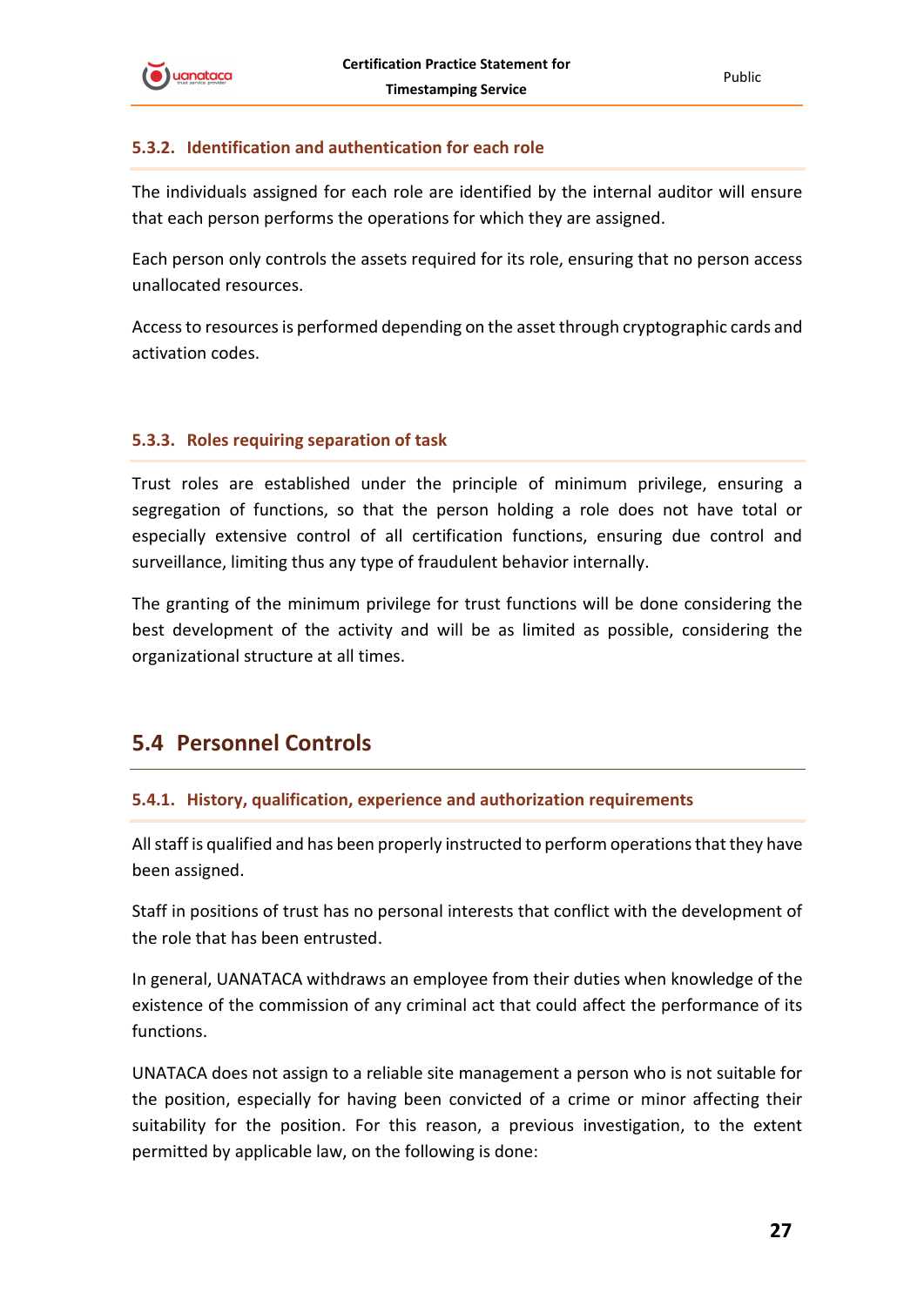### 5.3.2. Identification and authentication for each role

The individuals assigned for each role are identified by the internal auditor will ensure that each person performs the operations for which they are assigned.

Each person only controls the assets required for its role, ensuring that no person access unallocated resources.

Access to resources is performed depending on the asset through cryptographic cards and activation codes.

### 5.3.3. Roles requiring separation of task

Trust roles are established under the principle of minimum privilege, ensuring a segregation of functions, so that the person holding a role does not have total or especially extensive control of all certification functions, ensuring due control and surveillance, limiting thus any type of fraudulent behavior internally.

The granting of the minimum privilege for trust functions will be done considering the best development of the activity and will be as limited as possible, considering the organizational structure at all times.

## 5.4 Personnel Controls

### 5.4.1. History, qualification, experience and authorization requirements

All staff is qualified and has been properly instructed to perform operations that they have been assigned.

Staff in positions of trust has no personal interests that conflict with the development of the role that has been entrusted.

In general, UANATACA withdraws an employee from their duties when knowledge of the existence of the commission of any criminal act that could affect the performance of its functions.

UNATACA does not assign to a reliable site management a person who is not suitable for the position, especially for having been convicted of a crime or minor affecting their suitability for the position. For this reason, a previous investigation, to the extent permitted by applicable law, on the following is done: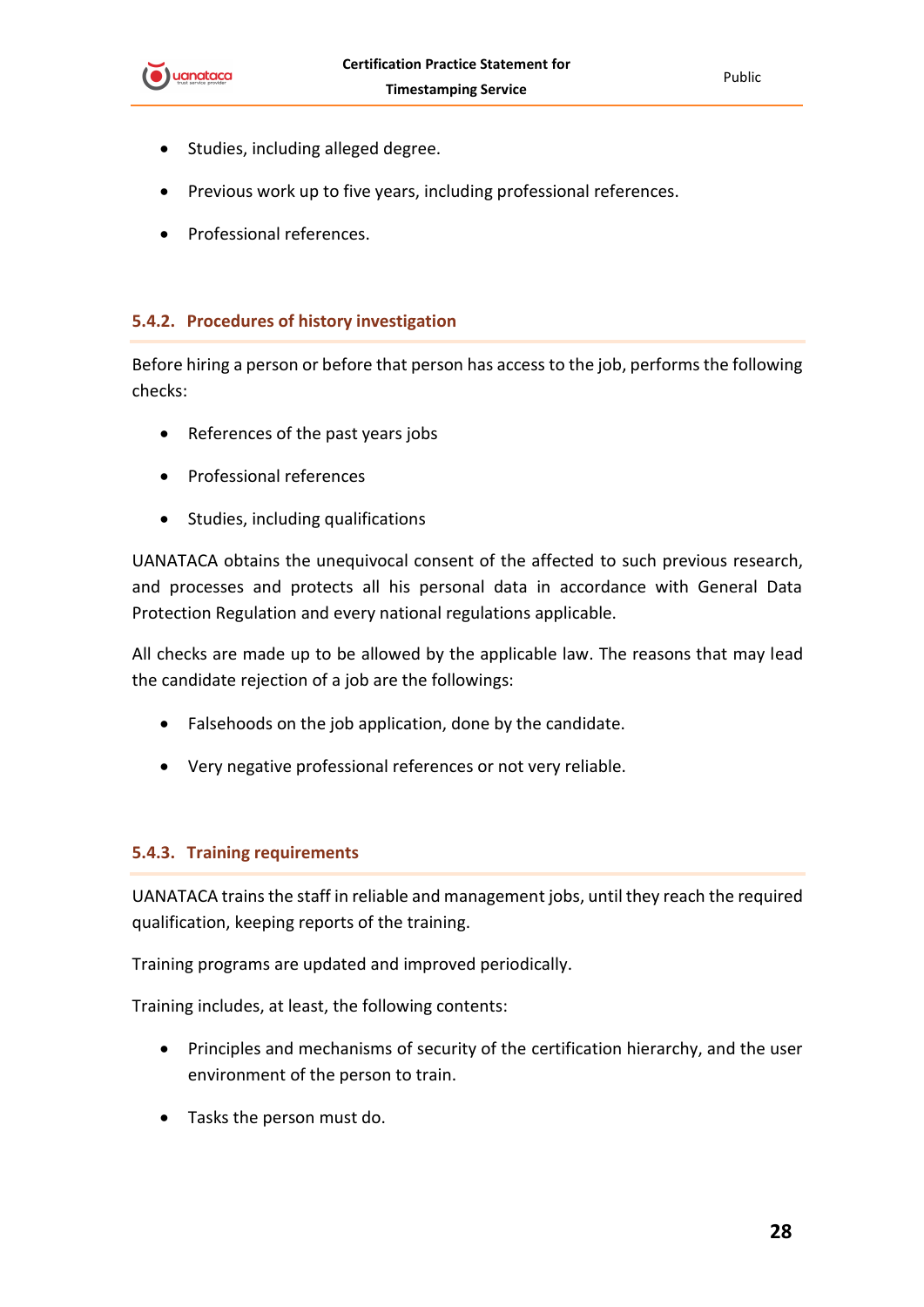- Studies, including alleged degree.
- Previous work up to five years, including professional references.
- Professional references.

### 5.4.2. Procedures of history investigation

Before hiring a person or before that person has access to the job, performs the following checks:

- References of the past years jobs
- Professional references
- Studies, including qualifications

UANATACA obtains the unequivocal consent of the affected to such previous research, and processes and protects all his personal data in accordance with General Data Protection Regulation and every national regulations applicable.

All checks are made up to be allowed by the applicable law. The reasons that may lead the candidate rejection of a job are the followings:

- Falsehoods on the job application, done by the candidate.
- Very negative professional references or not very reliable.

### 5.4.3. Training requirements

UANATACA trains the staff in reliable and management jobs, until they reach the required qualification, keeping reports of the training.

Training programs are updated and improved periodically.

Training includes, at least, the following contents:

- Principles and mechanisms of security of the certification hierarchy, and the user environment of the person to train.
- Tasks the person must do.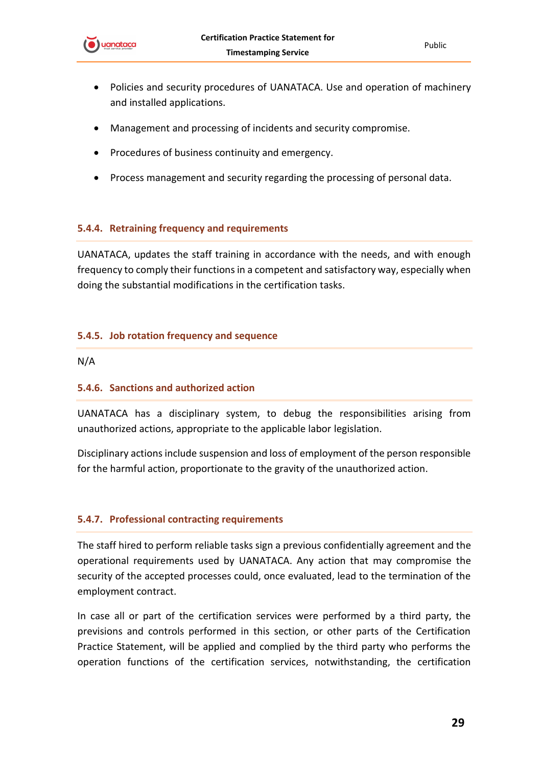- Policies and security procedures of UANATACA. Use and operation of machinery and installed applications.
- Management and processing of incidents and security compromise.
- Procedures of business continuity and emergency.
- Process management and security regarding the processing of personal data.

### 5.4.4. Retraining frequency and requirements

UANATACA, updates the staff training in accordance with the needs, and with enough frequency to comply their functions in a competent and satisfactory way, especially when doing the substantial modifications in the certification tasks.

### 5.4.5. Job rotation frequency and sequence

N/A

### 5.4.6. Sanctions and authorized action

UANATACA has a disciplinary system, to debug the responsibilities arising from unauthorized actions, appropriate to the applicable labor legislation.

Disciplinary actions include suspension and loss of employment of the person responsible for the harmful action, proportionate to the gravity of the unauthorized action.

### 5.4.7. Professional contracting requirements

The staff hired to perform reliable tasks sign a previous confidentially agreement and the operational requirements used by UANATACA. Any action that may compromise the security of the accepted processes could, once evaluated, lead to the termination of the employment contract.

In case all or part of the certification services were performed by a third party, the previsions and controls performed in this section, or other parts of the Certification Practice Statement, will be applied and complied by the third party who performs the operation functions of the certification services, notwithstanding, the certification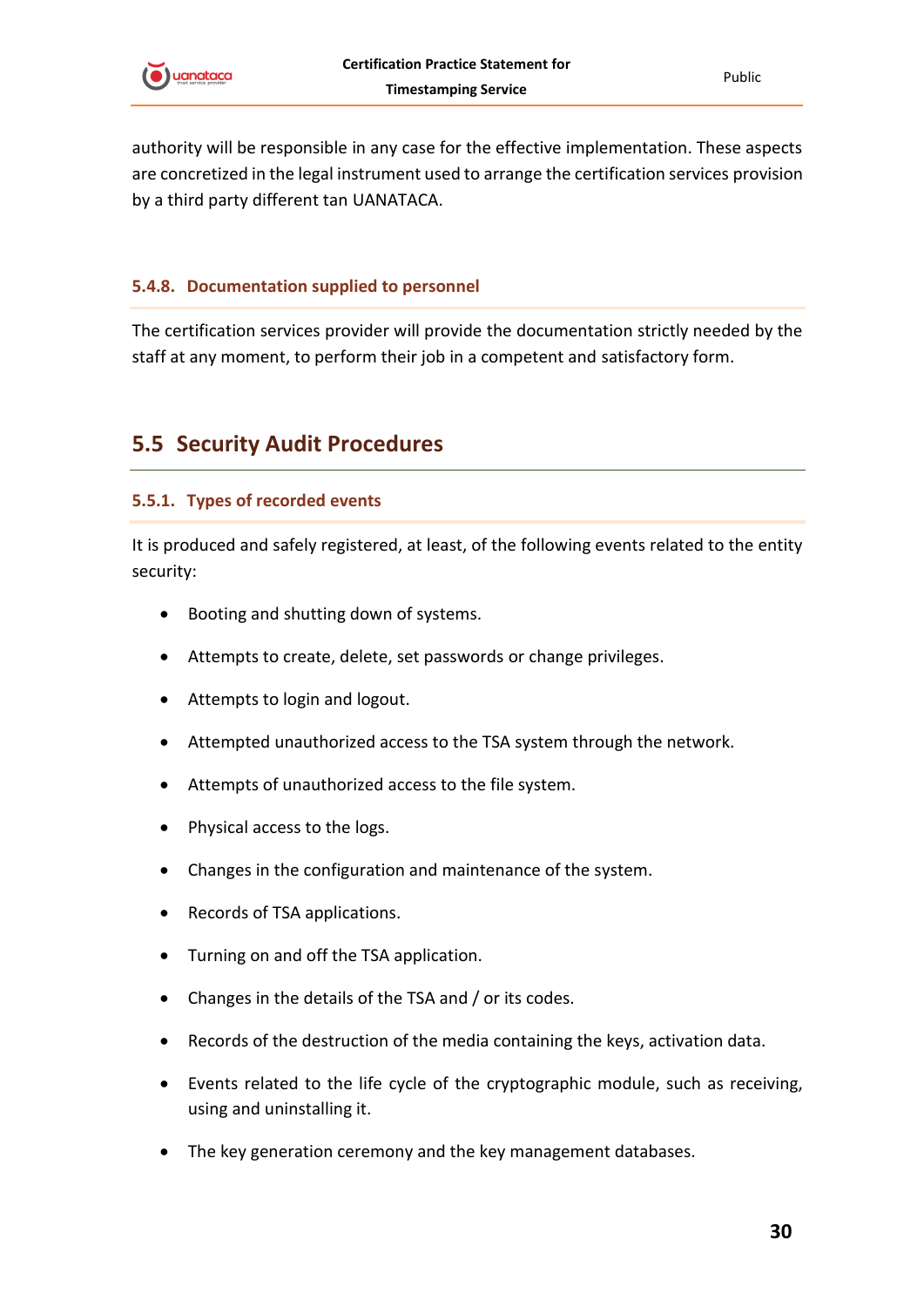authority will be responsible in any case for the effective implementation. These aspects are concretized in the legal instrument used to arrange the certification services provision by a third party different tan UANATACA.

### 5.4.8. Documentation supplied to personnel

The certification services provider will provide the documentation strictly needed by the staff at any moment, to perform their job in a competent and satisfactory form.

## 5.5 Security Audit Procedures

### 5.5.1. Types of recorded events

It is produced and safely registered, at least, of the following events related to the entity security:

- Booting and shutting down of systems.
- Attempts to create, delete, set passwords or change privileges.
- Attempts to login and logout.
- Attempted unauthorized access to the TSA system through the network.
- Attempts of unauthorized access to the file system.
- Physical access to the logs.
- Changes in the configuration and maintenance of the system.
- Records of TSA applications.
- Turning on and off the TSA application.
- Changes in the details of the TSA and / or its codes.
- Records of the destruction of the media containing the keys, activation data.
- Events related to the life cycle of the cryptographic module, such as receiving, using and uninstalling it.
- The key generation ceremony and the key management databases.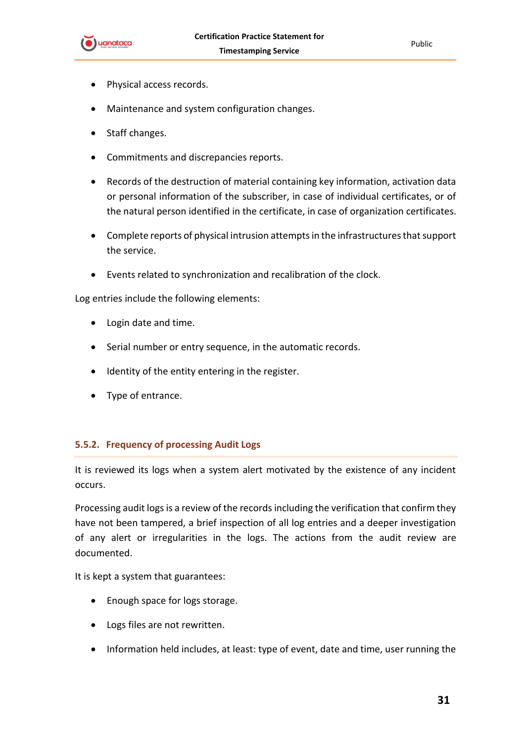- Physical access records.
- Maintenance and system configuration changes.
- Staff changes.
- Commitments and discrepancies reports.
- Records of the destruction of material containing key information, activation data or personal information of the subscriber, in case of individual certificates, or of the natural person identified in the certificate, in case of organization certificates.
- Complete reports of physical intrusion attempts in the infrastructures that support the service.
- Events related to synchronization and recalibration of the clock.

Log entries include the following elements:

- Login date and time.
- Serial number or entry sequence, in the automatic records.
- Identity of the entity entering in the register.
- Type of entrance.

### 5.5.2. Frequency of processing Audit Logs

It is reviewed its logs when a system alert motivated by the existence of any incident occurs.

Processing audit logs is a review of the records including the verification that confirm they have not been tampered, a brief inspection of all log entries and a deeper investigation of any alert or irregularities in the logs. The actions from the audit review are documented.

It is kept a system that guarantees:

- Enough space for logs storage.
- Logs files are not rewritten.
- Information held includes, at least: type of event, date and time, user running the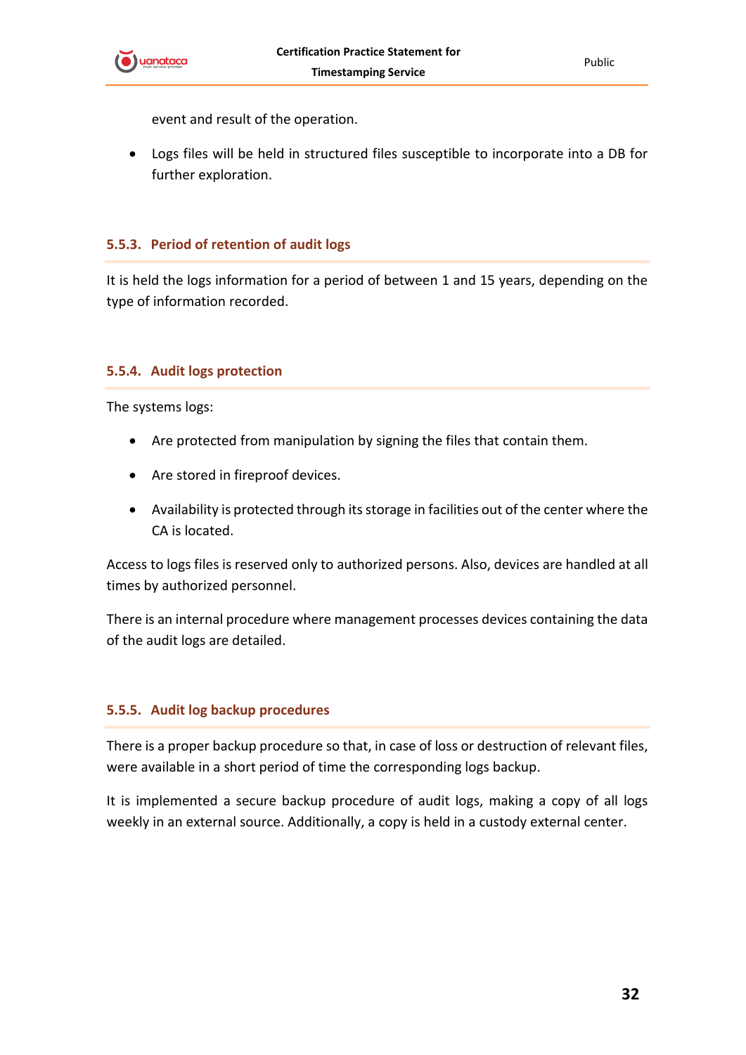event and result of the operation.

- Logs files will be held in structured files susceptible to incorporate into a DB for further exploration.

### 5.5.3. Period of retention of audit logs

It is held the logs information for a period of between 1 and 15 years, depending on the type of information recorded.

### 5.5.4. Audit logs protection

The systems logs:

- Are protected from manipulation by signing the files that contain them.
- Are stored in fireproof devices.
- Availability is protected through its storage in facilities out of the center where the CA is located.

Access to logs files is reserved only to authorized persons. Also, devices are handled at all times by authorized personnel.

There is an internal procedure where management processes devices containing the data of the audit logs are detailed.

### 5.5.5. Audit log backup procedures

There is a proper backup procedure so that, in case of loss or destruction of relevant files, were available in a short period of time the corresponding logs backup.

It is implemented a secure backup procedure of audit logs, making a copy of all logs weekly in an external source. Additionally, a copy is held in a custody external center.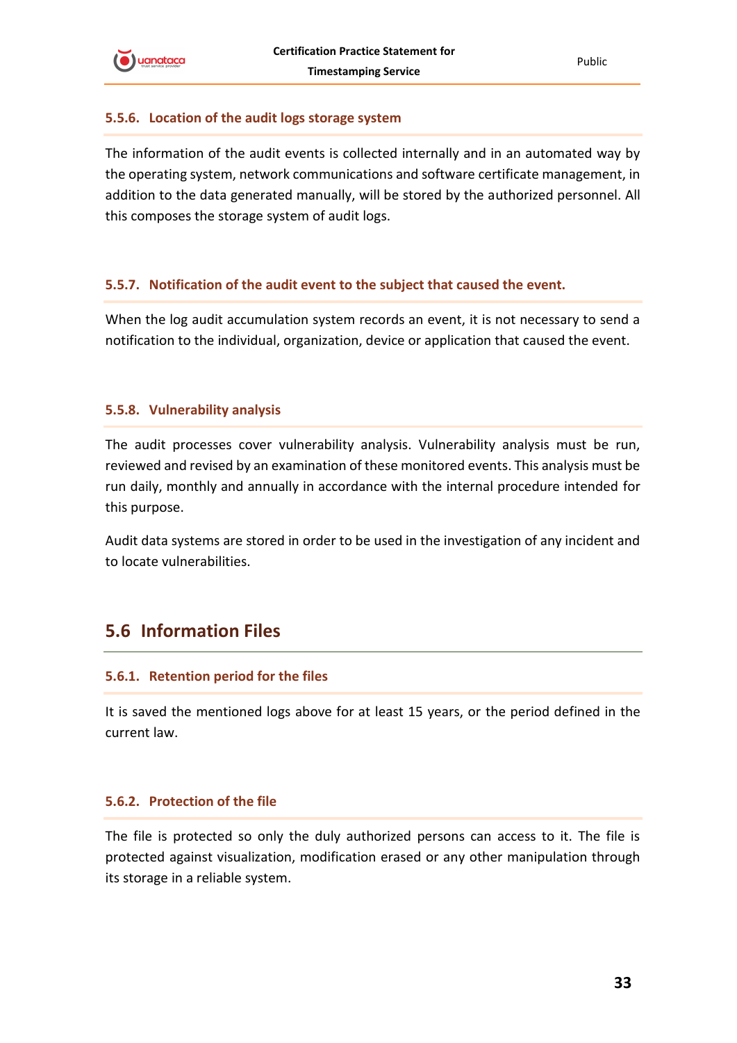### 5.5.6. Location of the audit logs storage system

The information of the audit events is collected internally and in an automated way by the operating system, network communications and software certificate management, in addition to the data generated manually, will be stored by the authorized personnel. All this composes the storage system of audit logs.

### 5.5.7. Notification of the audit event to the subject that caused the event.

When the log audit accumulation system records an event, it is not necessary to send a notification to the individual, organization, device or application that caused the event.

### 5.5.8. Vulnerability analysis

The audit processes cover vulnerability analysis. Vulnerability analysis must be run, reviewed and revised by an examination of these monitored events. This analysis must be run daily, monthly and annually in accordance with the internal procedure intended for this purpose.

Audit data systems are stored in order to be used in the investigation of any incident and to locate vulnerabilities.

## 5.6 Information Files

### 5.6.1. Retention period for the files

It is saved the mentioned logs above for at least 15 years, or the period defined in the current law.

### 5.6.2. Protection of the file

The file is protected so only the duly authorized persons can access to it. The file is protected against visualization, modification erased or any other manipulation through its storage in a reliable system.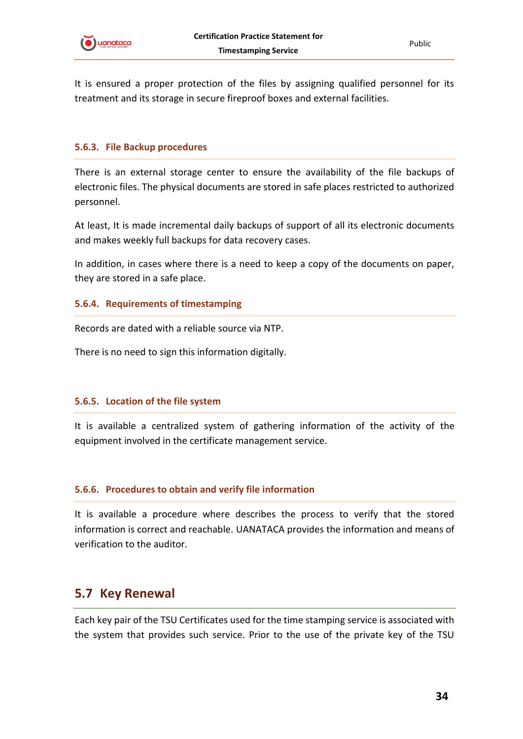It is ensured a proper protection of the files by assigning qualified personnel for its treatment and its storage in secure fireproof boxes and external facilities.

#### 5.6.3. File Backup procedures

There is an external storage center to ensure the availability of the file backups of electronic files. The physical documents are stored in safe places restricted to authorized personnel.

At least, It is made incremental daily backups of support of all its electronic documents and makes weekly full backups for data recovery cases.

In addition, in cases where there is a need to keep a copy of the documents on paper, they are stored in a safe place.

#### 5.6.4. Requirements of timestamping

Records are dated with a reliable source via NTP.

There is no need to sign this information digitally.

#### 5.6.5. Location of the file system

It is available a centralized system of gathering information of the activity of the equipment involved in the certificate management service.

#### 5.6.6. Procedures to obtain and verify file information

It is available a procedure where describes the process to verify that the stored information is correct and reachable. UANATACA provides the information and means of verification to the auditor.

## 5.7 Key Renewal

Each key pair of the TSU Certificates used for the time stamping service is associated with the system that provides such service. Prior to the use of the private key of the TSU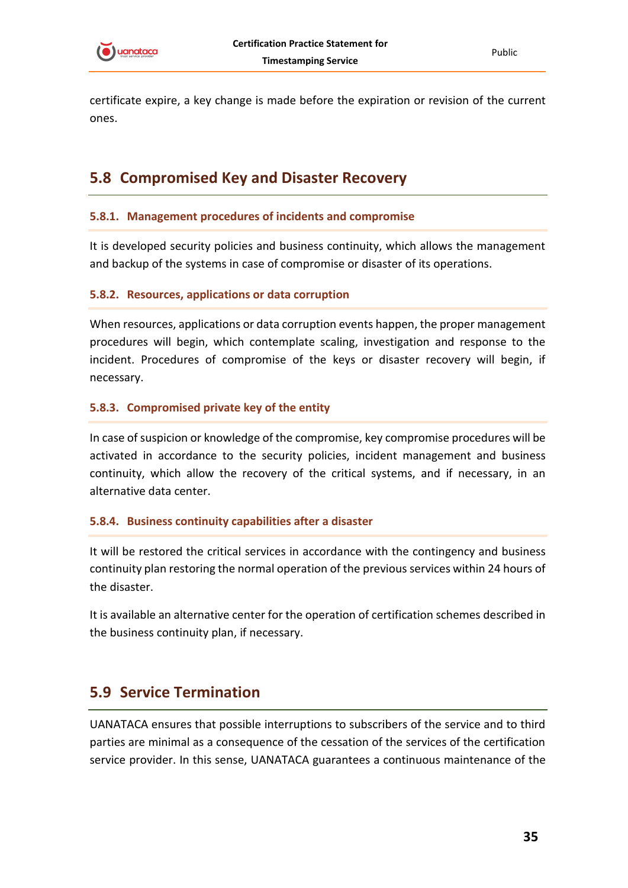certificate expire, a key change is made before the expiration or revision of the current ones.

## 5.8 Compromised Key and Disaster Recovery

### 5.8.1. Management procedures of incidents and compromise

It is developed security policies and business continuity, which allows the management and backup of the systems in case of compromise or disaster of its operations.

### 5.8.2. Resources, applications or data corruption

When resources, applications or data corruption events happen, the proper management procedures will begin, which contemplate scaling, investigation and response to the incident. Procedures of compromise of the keys or disaster recovery will begin, if necessary.

### 5.8.3. Compromised private key of the entity

In case of suspicion or knowledge of the compromise, key compromise procedures will be activated in accordance to the security policies, incident management and business continuity, which allow the recovery of the critical systems, and if necessary, in an alternative data center.

### 5.8.4. Business continuity capabilities after a disaster

It will be restored the critical services in accordance with the contingency and business continuity plan restoring the normal operation of the previous services within 24 hours of the disaster.

It is available an alternative center for the operation of certification schemes described in the business continuity plan, if necessary.

## 5.9 Service Termination

UANATACA ensures that possible interruptions to subscribers of the service and to third parties are minimal as a consequence of the cessation of the services of the certification service provider. In this sense, UANATACA guarantees a continuous maintenance of the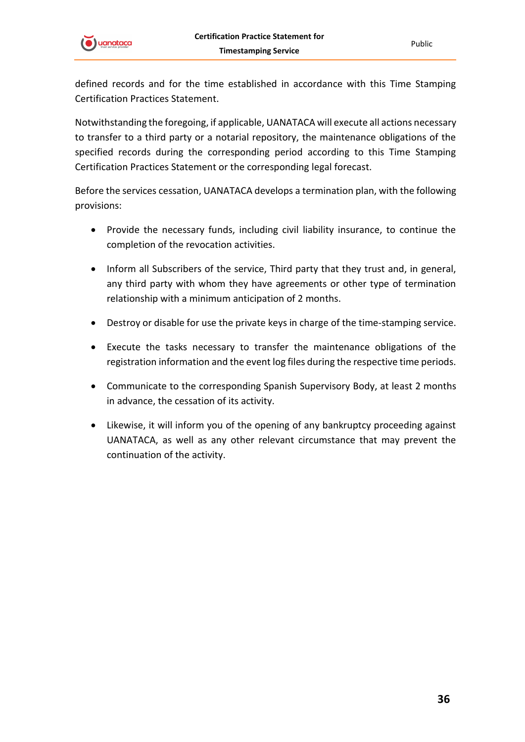defined records and for the time established in accordance with this Time Stamping Certification Practices Statement.

Notwithstanding the foregoing, if applicable, UANATACA will execute all actions necessary to transfer to a third party or a notarial repository, the maintenance obligations of the specified records during the corresponding period according to this Time Stamping Certification Practices Statement or the corresponding legal forecast.

Before the services cessation, UANATACA develops a termination plan, with the following provisions:

- Provide the necessary funds, including civil liability insurance, to continue the completion of the revocation activities.
- Inform all Subscribers of the service, Third party that they trust and, in general, any third party with whom they have agreements or other type of termination relationship with a minimum anticipation of 2 months.
- Destroy or disable for use the private keys in charge of the time-stamping service.
- Execute the tasks necessary to transfer the maintenance obligations of the registration information and the event log files during the respective time periods.
- Communicate to the corresponding Spanish Supervisory Body, at least 2 months in advance, the cessation of its activity.
- Likewise, it will inform you of the opening of any bankruptcy proceeding against UANATACA, as well as any other relevant circumstance that may prevent the continuation of the activity.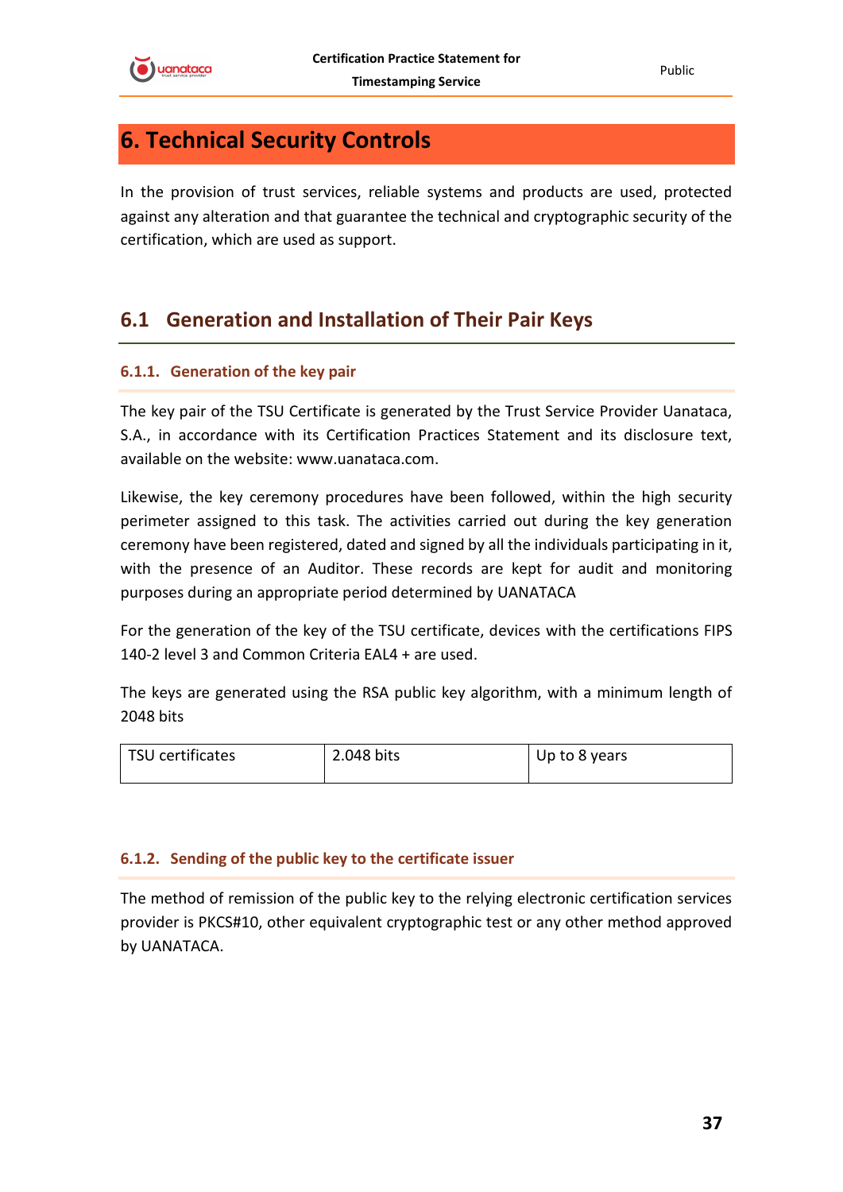# 6. Technical Security Controls

In the provision of trust services, reliable systems and products are used, protected against any alteration and that guarantee the technical and cryptographic security of the certification, which are used as support.

## 6.1 Generation and Installation of Their Pair Keys

### 6.1.1. Generation of the key pair

The key pair of the TSU Certificate is generated by the Trust Service Provider Uanataca, S.A., in accordance with its Certification Practices Statement and its disclosure text, available on the website: www.uanataca.com.

Likewise, the key ceremony procedures have been followed, within the high security perimeter assigned to this task. The activities carried out during the key generation ceremony have been registered, dated and signed by all the individuals participating in it, with the presence of an Auditor. These records are kept for audit and monitoring purposes during an appropriate period determined by UANATACA

For the generation of the key of the TSU certificate, devices with the certifications FIPS 140-2 level 3 and Common Criteria EAL4 + are used.

The keys are generated using the RSA public key algorithm, with a minimum length of 2048 bits

| TSU certificates | 2.048 bits | Up to 8 years |
|---|---|---|

### 6.1.2. Sending of the public key to the certificate issuer

The method of remission of the public key to the relying electronic certification services provider is PKCS#10, other equivalent cryptographic test or any other method approved by UANATACA.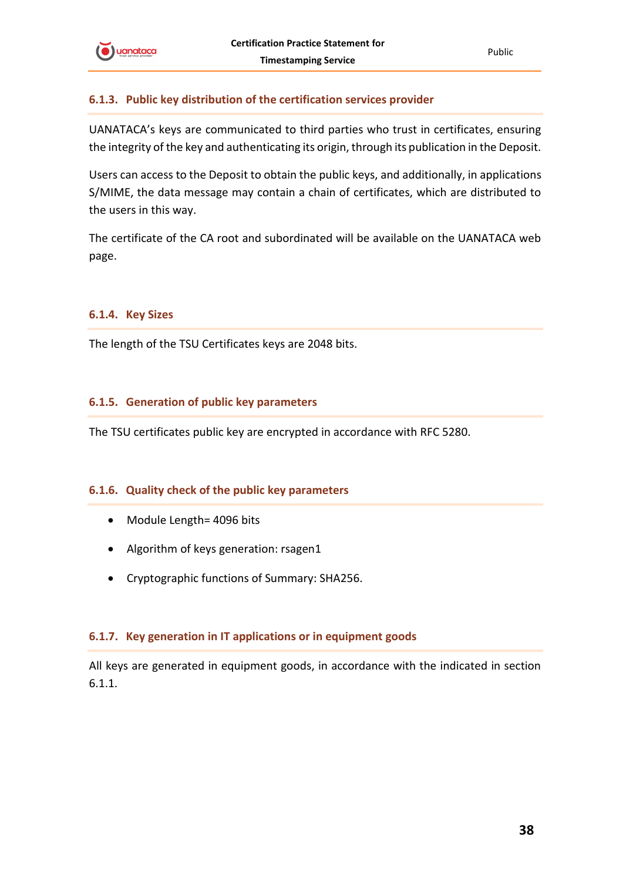### 6.1.3. Public key distribution of the certification services provider

UANATACA's keys are communicated to third parties who trust in certificates, ensuring the integrity of the key and authenticating its origin, through its publication in the Deposit.

Users can access to the Deposit to obtain the public keys, and additionally, in applications S/MIME, the data message may contain a chain of certificates, which are distributed to the users in this way.

The certificate of the CA root and subordinated will be available on the UANATACA web page.

### 6.1.4. Key Sizes

The length of the TSU Certificates keys are 2048 bits.

### 6.1.5. Generation of public key parameters

The TSU certificates public key are encrypted in accordance with RFC 5280.

### 6.1.6. Quality check of the public key parameters

- Module Length= 4096 bits
- Algorithm of keys generation: rsagen1
- Cryptographic functions of Summary: SHA256.

### 6.1.7. Key generation in IT applications or in equipment goods

All keys are generated in equipment goods, in accordance with the indicated in section 6.1.1.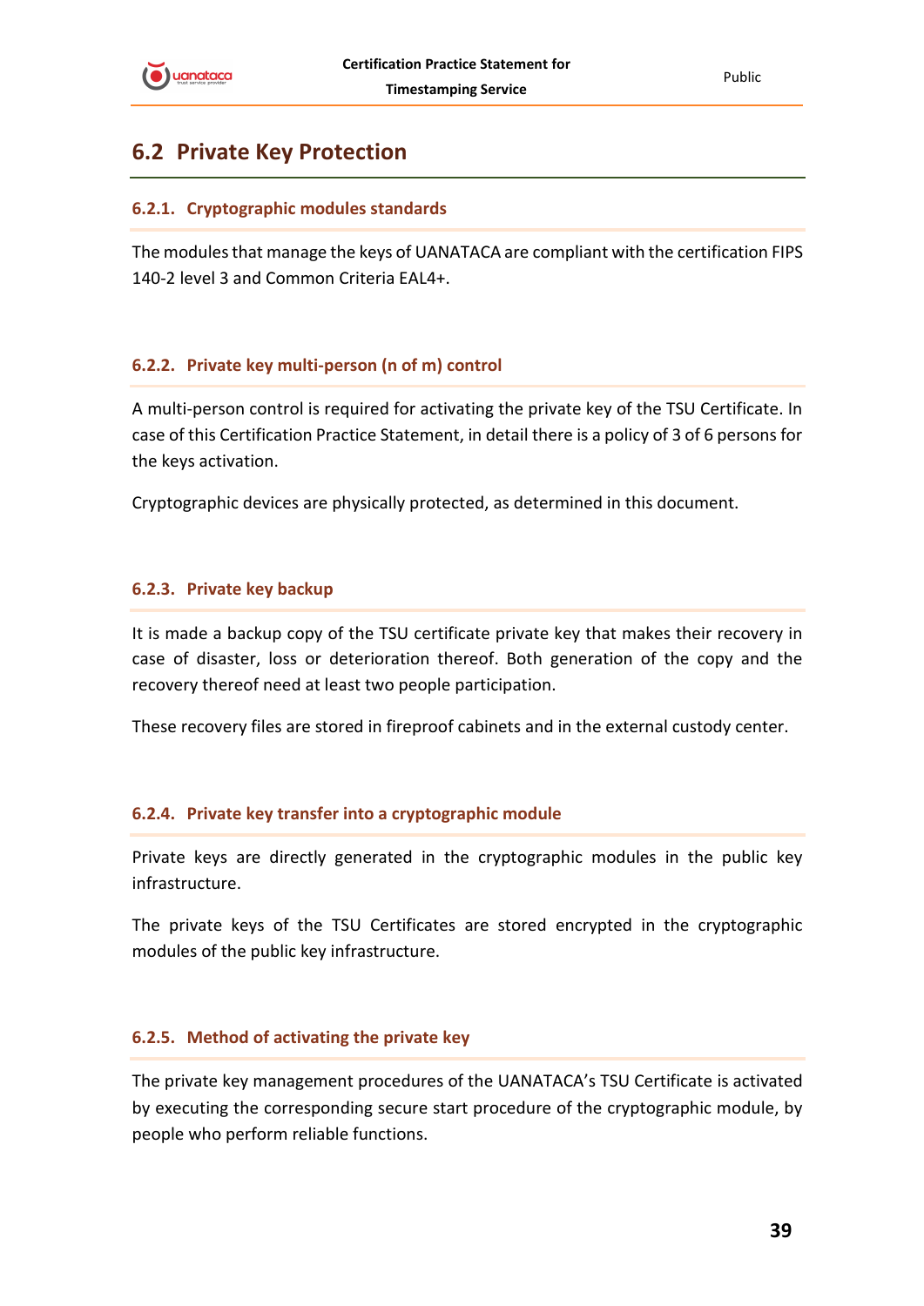## 6.2 Private Key Protection

### 6.2.1. Cryptographic modules standards

The modules that manage the keys of UANATACA are compliant with the certification FIPS 140-2 level 3 and Common Criteria EAL4+.

### 6.2.2. Private key multi-person (n of m) control

A multi-person control is required for activating the private key of the TSU Certificate. In case of this Certification Practice Statement, in detail there is a policy of 3 of 6 persons for the keys activation.

Cryptographic devices are physically protected, as determined in this document.

### 6.2.3. Private key backup

It is made a backup copy of the TSU certificate private key that makes their recovery in case of disaster, loss or deterioration thereof. Both generation of the copy and the recovery thereof need at least two people participation.

These recovery files are stored in fireproof cabinets and in the external custody center.

### 6.2.4. Private key transfer into a cryptographic module

Private keys are directly generated in the cryptographic modules in the public key infrastructure.

The private keys of the TSU Certificates are stored encrypted in the cryptographic modules of the public key infrastructure.

### 6.2.5. Method of activating the private key

The private key management procedures of the UANATACA's TSU Certificate is activated by executing the corresponding secure start procedure of the cryptographic module, by people who perform reliable functions.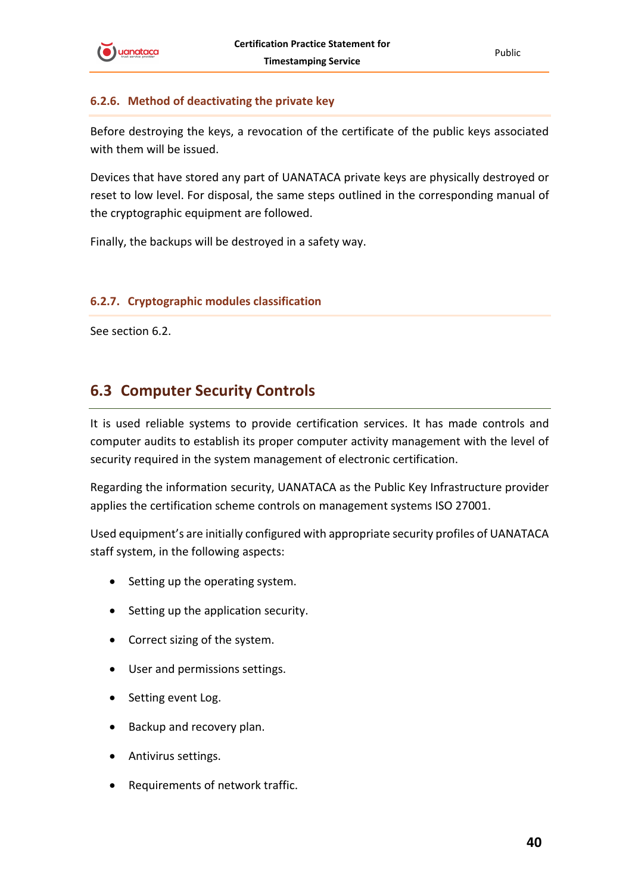### 6.2.6. Method of deactivating the private key

Before destroying the keys, a revocation of the certificate of the public keys associated with them will be issued.

Devices that have stored any part of UANATACA private keys are physically destroyed or reset to low level. For disposal, the same steps outlined in the corresponding manual of the cryptographic equipment are followed.

Finally, the backups will be destroyed in a safety way.

### 6.2.7. Cryptographic modules classification

See section 6.2.

## 6.3 Computer Security Controls

It is used reliable systems to provide certification services. It has made controls and computer audits to establish its proper computer activity management with the level of security required in the system management of electronic certification.

Regarding the information security, UANATACA as the Public Key Infrastructure provider applies the certification scheme controls on management systems ISO 27001.

Used equipment's are initially configured with appropriate security profiles of UANATACA staff system, in the following aspects:

- Setting up the operating system.
- Setting up the application security.
- Correct sizing of the system.
- User and permissions settings.
- Setting event Log.
- Backup and recovery plan.
- Antivirus settings.
- Requirements of network traffic.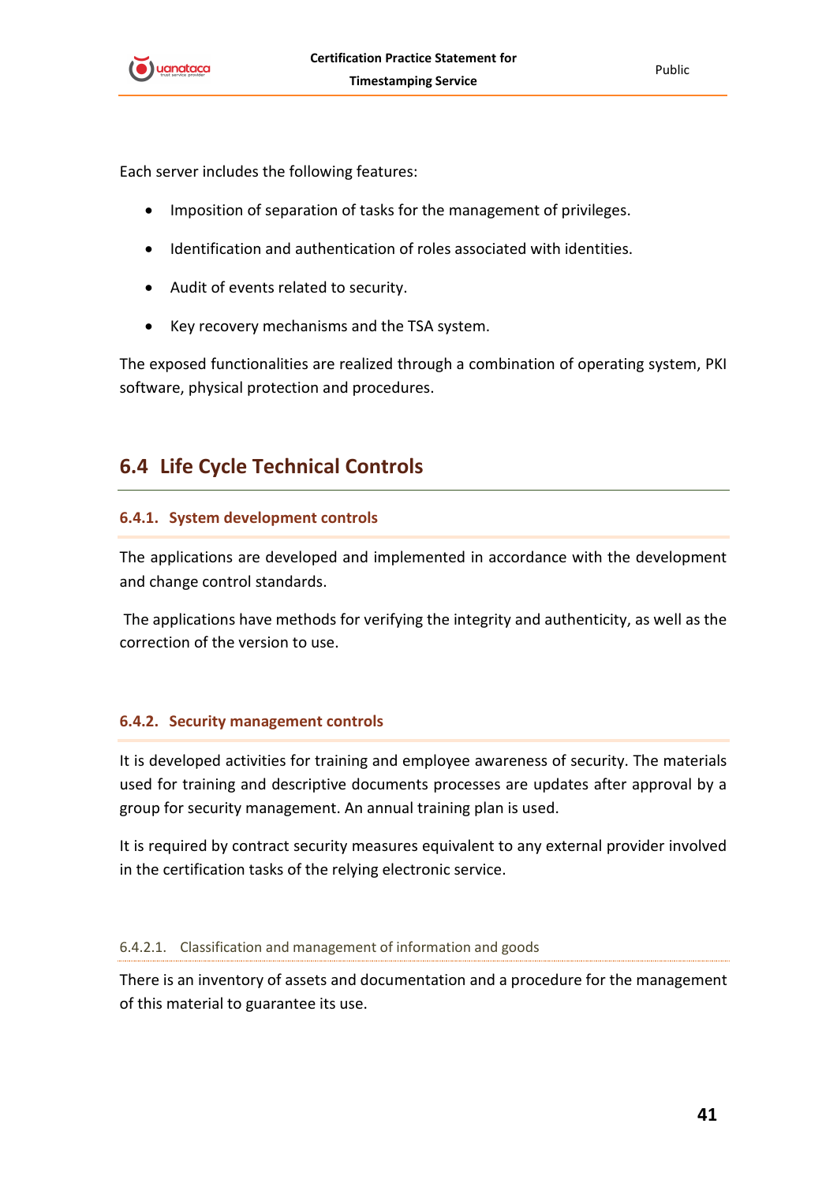Each server includes the following features:

- Imposition of separation of tasks for the management of privileges.
- Identification and authentication of roles associated with identities.
- Audit of events related to security.
- Key recovery mechanisms and the TSA system.

The exposed functionalities are realized through a combination of operating system, PKI software, physical protection and procedures.

## 6.4 Life Cycle Technical Controls

### 6.4.1. System development controls

The applications are developed and implemented in accordance with the development and change control standards.

The applications have methods for verifying the integrity and authenticity, as well as the correction of the version to use.

### 6.4.2. Security management controls

It is developed activities for training and employee awareness of security. The materials used for training and descriptive documents processes are updates after approval by a group for security management. An annual training plan is used.

It is required by contract security measures equivalent to any external provider involved in the certification tasks of the relying electronic service.

#### 6.4.2.1. Classification and management of information and goods

There is an inventory of assets and documentation and a procedure for the management of this material to guarantee its use.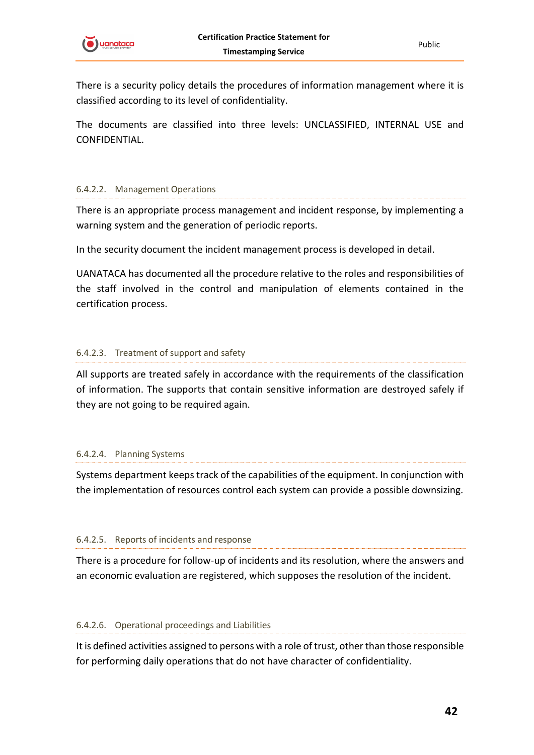There is a security policy details the procedures of information management where it is classified according to its level of confidentiality.

The documents are classified into three levels: UNCLASSIFIED, INTERNAL USE and CONFIDENTIAL.

#### 6.4.2.2. Management Operations

There is an appropriate process management and incident response, by implementing a warning system and the generation of periodic reports.

In the security document the incident management process is developed in detail.

UANATACA has documented all the procedure relative to the roles and responsibilities of the staff involved in the control and manipulation of elements contained in the certification process.

#### 6.4.2.3. Treatment of support and safety

All supports are treated safely in accordance with the requirements of the classification of information. The supports that contain sensitive information are destroyed safely if they are not going to be required again.

#### 6.4.2.4. Planning Systems

Systems department keeps track of the capabilities of the equipment. In conjunction with the implementation of resources control each system can provide a possible downsizing.

#### 6.4.2.5. Reports of incidents and response

There is a procedure for follow-up of incidents and its resolution, where the answers and an economic evaluation are registered, which supposes the resolution of the incident.

#### 6.4.2.6. Operational proceedings and Liabilities

It is defined activities assigned to persons with a role of trust, other than those responsible for performing daily operations that do not have character of confidentiality.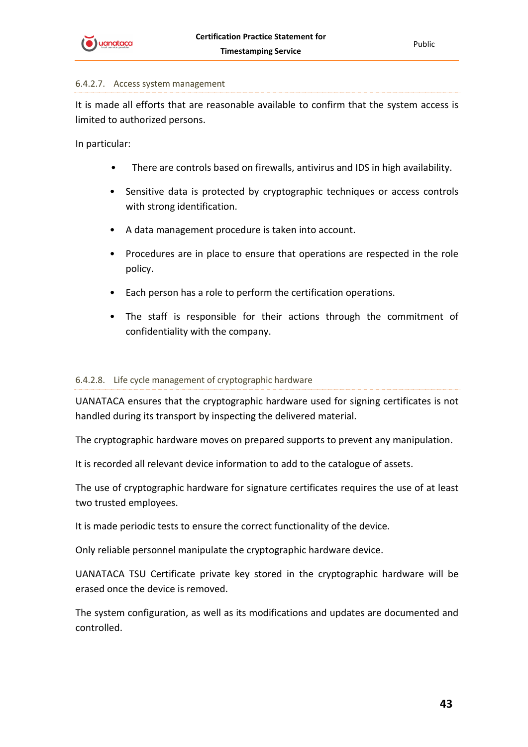#### 6.4.2.7. Access system management

It is made all efforts that are reasonable available to confirm that the system access is limited to authorized persons.

In particular:

- There are controls based on firewalls, antivirus and IDS in high availability.
- Sensitive data is protected by cryptographic techniques or access controls with strong identification.
- A data management procedure is taken into account.
- Procedures are in place to ensure that operations are respected in the role policy.
- Each person has a role to perform the certification operations.
- The staff is responsible for their actions through the commitment of confidentiality with the company.

#### 6.4.2.8. Life cycle management of cryptographic hardware

UANATACA ensures that the cryptographic hardware used for signing certificates is not handled during its transport by inspecting the delivered material.

The cryptographic hardware moves on prepared supports to prevent any manipulation.

It is recorded all relevant device information to add to the catalogue of assets.

The use of cryptographic hardware for signature certificates requires the use of at least two trusted employees.

It is made periodic tests to ensure the correct functionality of the device.

Only reliable personnel manipulate the cryptographic hardware device.

UANATACA TSU Certificate private key stored in the cryptographic hardware will be erased once the device is removed.

The system configuration, as well as its modifications and updates are documented and controlled.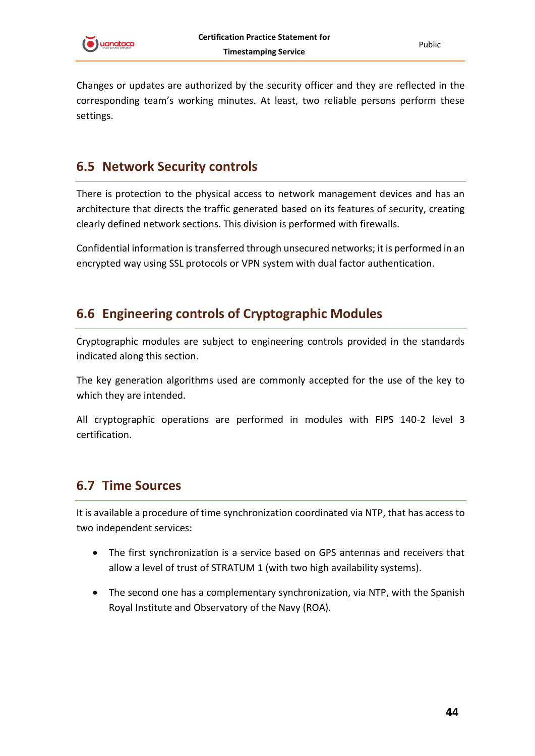Changes or updates are authorized by the security officer and they are reflected in the corresponding team's working minutes. At least, two reliable persons perform these settings.

## 6.5 Network Security controls

There is protection to the physical access to network management devices and has an architecture that directs the traffic generated based on its features of security, creating clearly defined network sections. This division is performed with firewalls.

Confidential information is transferred through unsecured networks; it is performed in an encrypted way using SSL protocols or VPN system with dual factor authentication.

## 6.6 Engineering controls of Cryptographic Modules

Cryptographic modules are subject to engineering controls provided in the standards indicated along this section.

The key generation algorithms used are commonly accepted for the use of the key to which they are intended.

All cryptographic operations are performed in modules with FIPS 140-2 level 3 certification.

## 6.7 Time Sources

It is available a procedure of time synchronization coordinated via NTP, that has access to two independent services:

- The first synchronization is a service based on GPS antennas and receivers that allow a level of trust of STRATUM 1 (with two high availability systems).
- The second one has a complementary synchronization, via NTP, with the Spanish Royal Institute and Observatory of the Navy (ROA).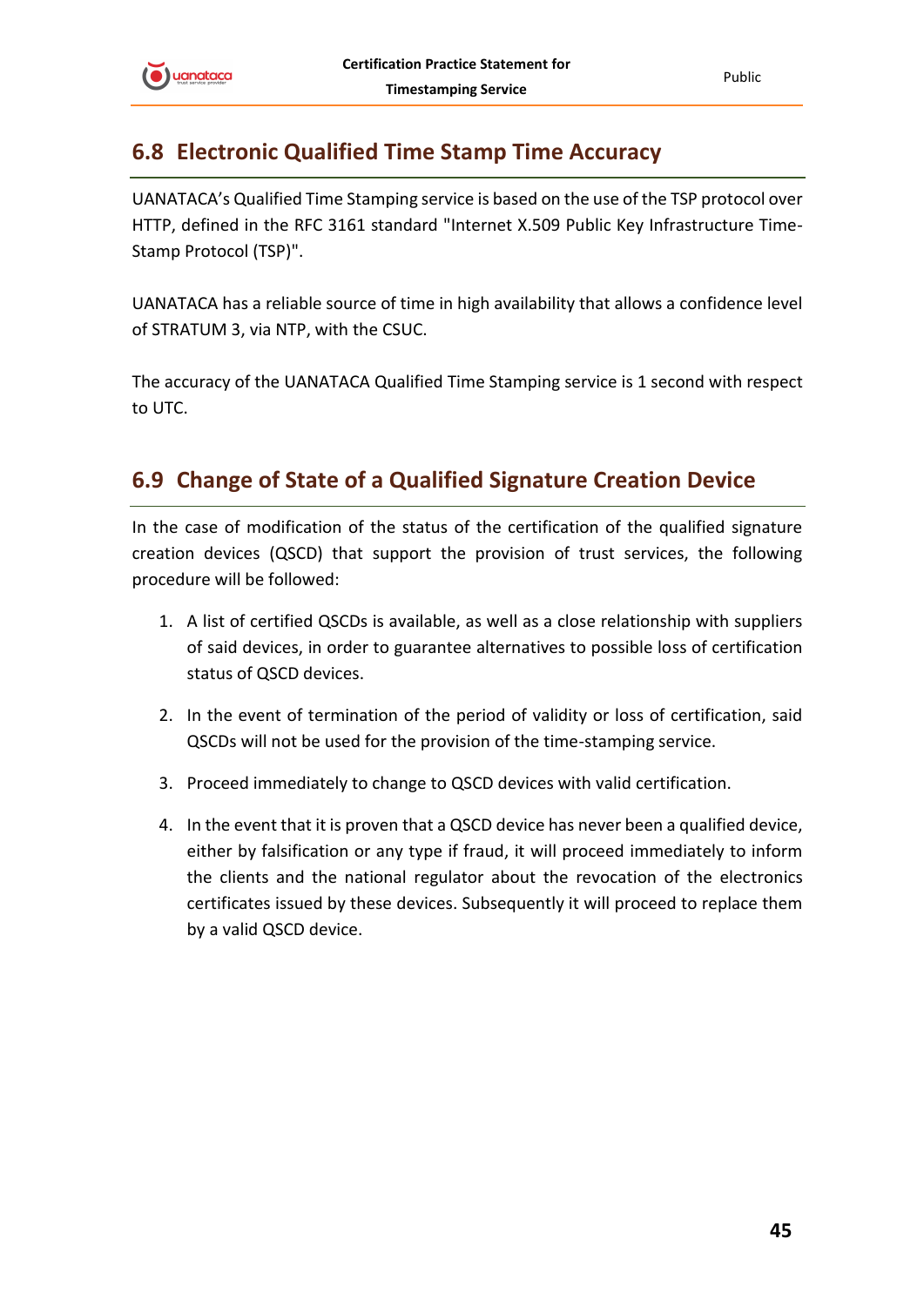## 6.8 Electronic Qualified Time Stamp Time Accuracy

UANATACA's Qualified Time Stamping service is based on the use of the TSP protocol over HTTP, defined in the RFC 3161 standard "Internet X.509 Public Key Infrastructure Time-Stamp Protocol (TSP)".

UANATACA has a reliable source of time in high availability that allows a confidence level of STRATUM 3, via NTP, with the CSUC.

The accuracy of the UANATACA Qualified Time Stamping service is 1 second with respect to UTC.

## 6.9 Change of State of a Qualified Signature Creation Device

In the case of modification of the status of the certification of the qualified signature creation devices (QSCD) that support the provision of trust services, the following procedure will be followed:

1. A list of certified QSCDs is available, as well as a close relationship with suppliers of said devices, in order to guarantee alternatives to possible loss of certification status of QSCD devices.
2. In the event of termination of the period of validity or loss of certification, said QSCDs will not be used for the provision of the time-stamping service.
3. Proceed immediately to change to QSCD devices with valid certification.
4. In the event that it is proven that a QSCD device has never been a qualified device, either by falsification or any type if fraud, it will proceed immediately to inform the clients and the national regulator about the revocation of the electronics certificates issued by these devices. Subsequently it will proceed to replace them by a valid QSCD device.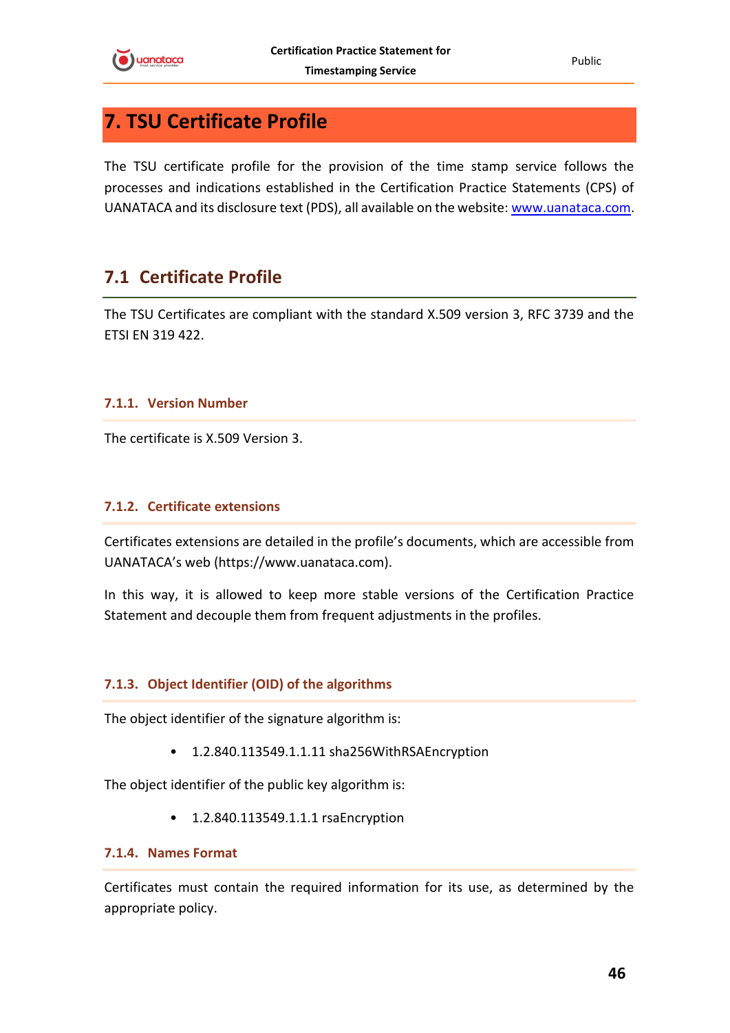# 7. TSU Certificate Profile

The TSU certificate profile for the provision of the time stamp service follows the processes and indications established in the Certification Practice Statements (CPS) of UANATACA and its disclosure text (PDS), all available on the website: [www.uanataca.com](http://www.uanataca.com).

## 7.1 Certificate Profile

The TSU Certificates are compliant with the standard X.509 version 3, RFC 3739 and the ETSI EN 319 422.

### 7.1.1. Version Number

The certificate is X.509 Version 3.

### 7.1.2. Certificate extensions

Certificates extensions are detailed in the profile's documents, which are accessible from UANATACA's web (https://www.uanataca.com).

In this way, it is allowed to keep more stable versions of the Certification Practice Statement and decouple them from frequent adjustments in the profiles.

### 7.1.3. Object Identifier (OID) of the algorithms

The object identifier of the signature algorithm is:

- 1.2.840.113549.1.1.11 sha256WithRSAEncryption

The object identifier of the public key algorithm is:

- 1.2.840.113549.1.1.1 rsaEncryption

### 7.1.4. Names Format

Certificates must contain the required information for its use, as determined by the appropriate policy.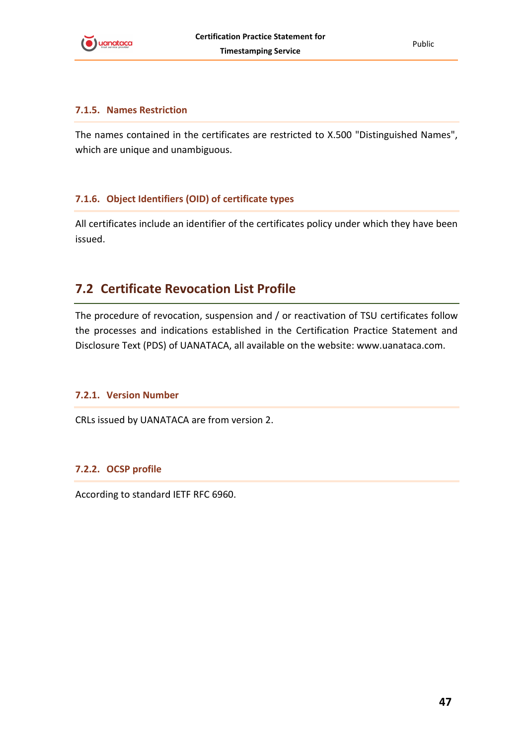#### 7.1.5. Names Restriction

The names contained in the certificates are restricted to X.500 "Distinguished Names", which are unique and unambiguous.

#### 7.1.6. Object Identifiers (OID) of certificate types

All certificates include an identifier of the certificates policy under which they have been issued.

### 7.2 Certificate Revocation List Profile

The procedure of revocation, suspension and / or reactivation of TSU certificates follow the processes and indications established in the Certification Practice Statement and Disclosure Text (PDS) of UANATACA, all available on the website: www.uanataca.com.

#### 7.2.1. Version Number

CRLs issued by UANATACA are from version 2.

#### 7.2.2. OCSP profile

According to standard IETF RFC 6960.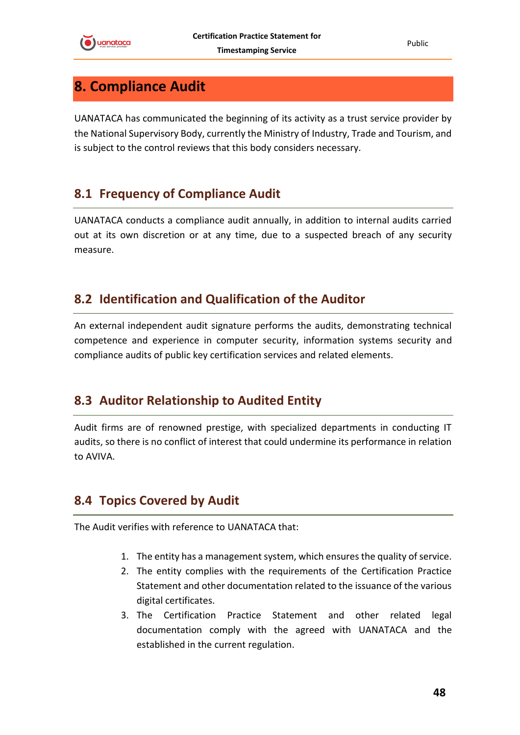# 8. Compliance Audit

UANATACA has communicated the beginning of its activity as a trust service provider by the National Supervisory Body, currently the Ministry of Industry, Trade and Tourism, and is subject to the control reviews that this body considers necessary.

## 8.1 Frequency of Compliance Audit

UANATACA conducts a compliance audit annually, in addition to internal audits carried out at its own discretion or at any time, due to a suspected breach of any security measure.

## 8.2 Identification and Qualification of the Auditor

An external independent audit signature performs the audits, demonstrating technical competence and experience in computer security, information systems security and compliance audits of public key certification services and related elements.

## 8.3 Auditor Relationship to Audited Entity

Audit firms are of renowned prestige, with specialized departments in conducting IT audits, so there is no conflict of interest that could undermine its performance in relation to AVIVA.

## 8.4 Topics Covered by Audit

The Audit verifies with reference to UANATACA that:

1. The entity has a management system, which ensures the quality of service.
2. The entity complies with the requirements of the Certification Practice Statement and other documentation related to the issuance of the various digital certificates.
3. The Certification Practice Statement and other related legal documentation comply with the agreed with UANATACA and the established in the current regulation.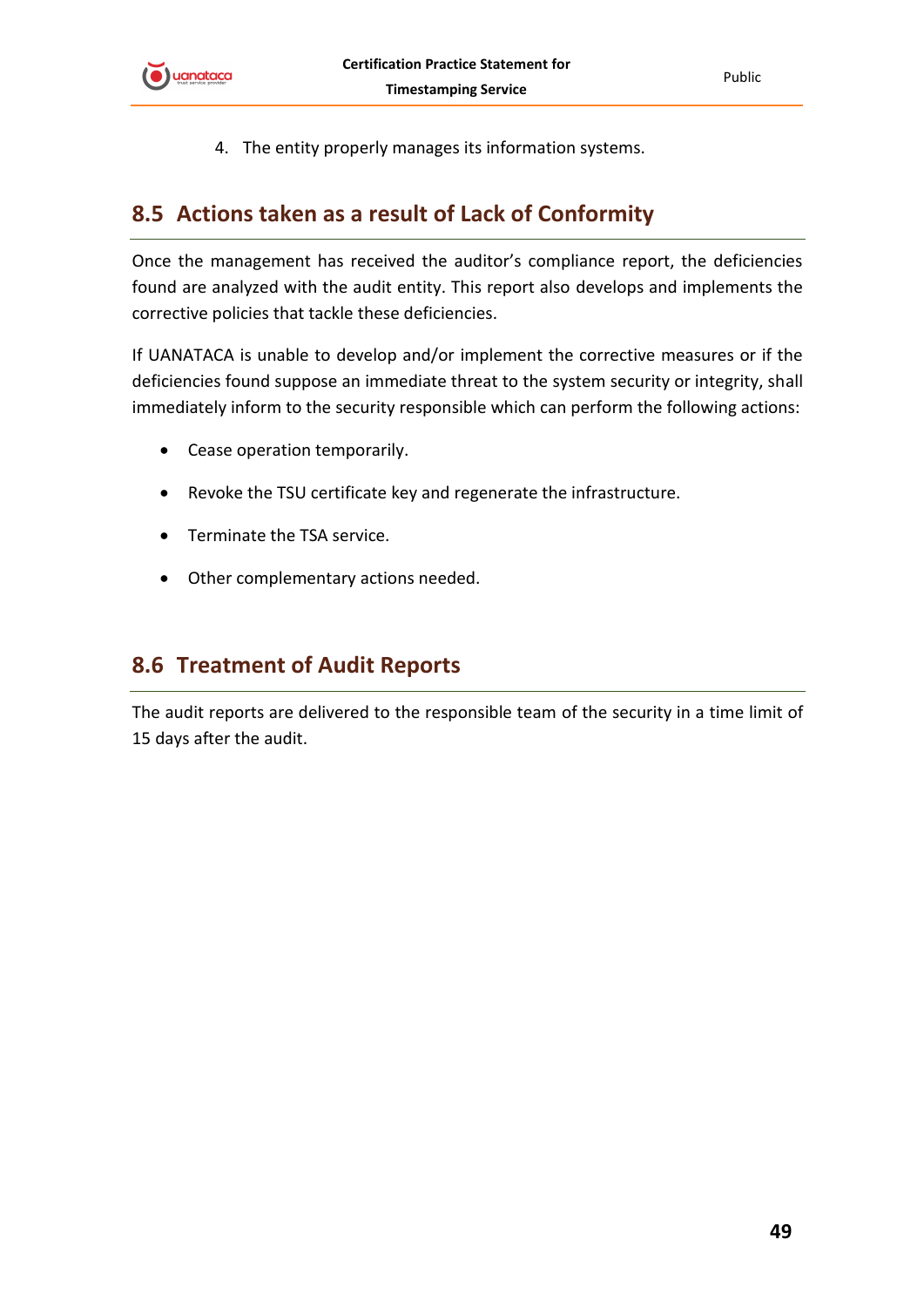4. The entity properly manages its information systems.

## 8.5 Actions taken as a result of Lack of Conformity

Once the management has received the auditor's compliance report, the deficiencies found are analyzed with the audit entity. This report also develops and implements the corrective policies that tackle these deficiencies.

If UANATACA is unable to develop and/or implement the corrective measures or if the deficiencies found suppose an immediate threat to the system security or integrity, shall immediately inform to the security responsible which can perform the following actions:

- Cease operation temporarily.
- Revoke the TSU certificate key and regenerate the infrastructure.
- Terminate the TSA service.
- Other complementary actions needed.

## 8.6 Treatment of Audit Reports

The audit reports are delivered to the responsible team of the security in a time limit of 15 days after the audit.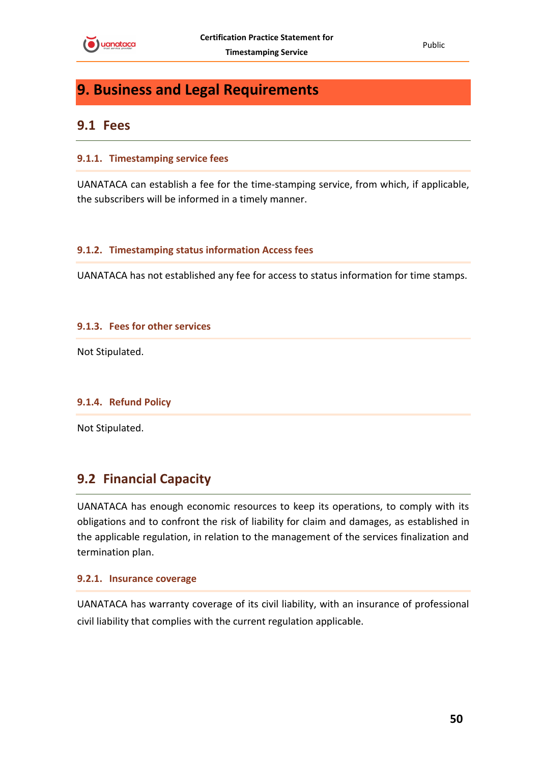# 9. Business and Legal Requirements

## 9.1 Fees

### 9.1.1. Timestamping service fees

UANATACA can establish a fee for the time-stamping service, from which, if applicable, the subscribers will be informed in a timely manner.

### 9.1.2. Timestamping status information Access fees

UANATACA has not established any fee for access to status information for time stamps.

### 9.1.3. Fees for other services

Not Stipulated.

### 9.1.4. Refund Policy

Not Stipulated.

## 9.2 Financial Capacity

UANATACA has enough economic resources to keep its operations, to comply with its obligations and to confront the risk of liability for claim and damages, as established in the applicable regulation, in relation to the management of the services finalization and termination plan.

### 9.2.1. Insurance coverage

UANATACA has warranty coverage of its civil liability, with an insurance of professional civil liability that complies with the current regulation applicable.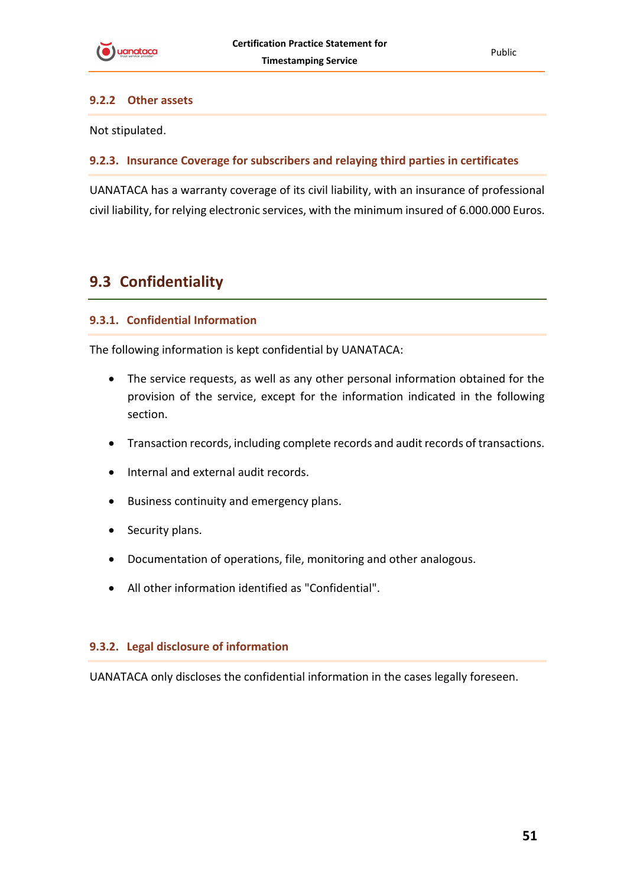### 9.2.2 Other assets

Not stipulated.

### 9.2.3. Insurance Coverage for subscribers and relaying third parties in certificates

UANATACA has a warranty coverage of its civil liability, with an insurance of professional civil liability, for relying electronic services, with the minimum insured of 6.000.000 Euros.

## 9.3 Confidentiality

### 9.3.1. Confidential Information

The following information is kept confidential by UANATACA:

- The service requests, as well as any other personal information obtained for the provision of the service, except for the information indicated in the following section.
- Transaction records, including complete records and audit records of transactions.
- Internal and external audit records.
- Business continuity and emergency plans.
- Security plans.
- Documentation of operations, file, monitoring and other analogous.
- All other information identified as "Confidential".

### 9.3.2. Legal disclosure of information

UANATACA only discloses the confidential information in the cases legally foreseen.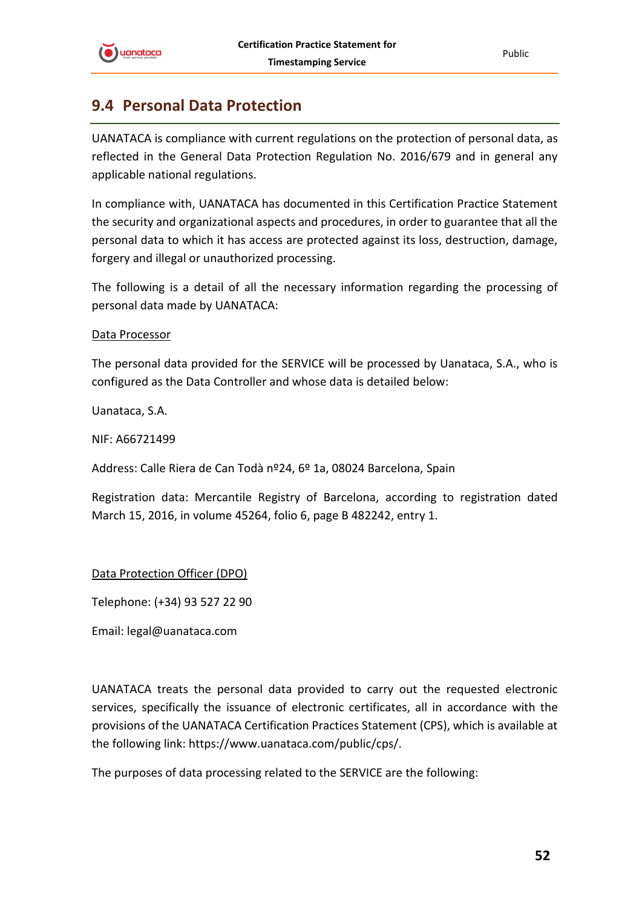## 9.4 Personal Data Protection

UANATACA is compliance with current regulations on the protection of personal data, as reflected in the General Data Protection Regulation No. 2016/679 and in general any applicable national regulations.

In compliance with, UANATACA has documented in this Certification Practice Statement the security and organizational aspects and procedures, in order to guarantee that all the personal data to which it has access are protected against its loss, destruction, damage, forgery and illegal or unauthorized processing.

The following is a detail of all the necessary information regarding the processing of personal data made by UANATACA:

<u>Data Processor</u>

The personal data provided for the SERVICE will be processed by Uanataca, S.A., who is configured as the Data Controller and whose data is detailed below:

Uanataca, S.A.

NIF: A66721499

Address: Calle Riera de Can Todà nº24, 6º 1a, 08024 Barcelona, Spain

Registration data: Mercantile Registry of Barcelona, according to registration dated March 15, 2016, in volume 45264, folio 6, page B 482242, entry 1.

<u>Data Protection Officer (DPO)</u>

Telephone: (+34) 93 527 22 90

Email: legal@uanataca.com

UANATACA treats the personal data provided to carry out the requested electronic services, specifically the issuance of electronic certificates, all in accordance with the provisions of the UANATACA Certification Practices Statement (CPS), which is available at the following link: https://www.uanataca.com/public/cps/.

The purposes of data processing related to the SERVICE are the following: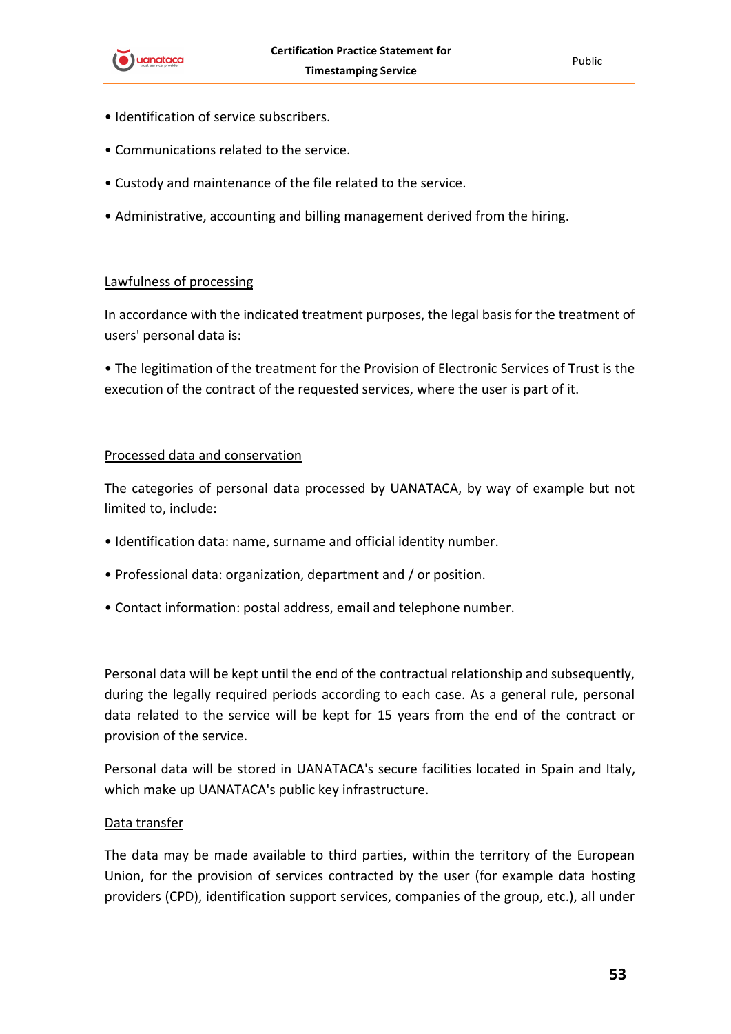• Identification of service subscribers.

• Communications related to the service.

• Custody and maintenance of the file related to the service.

• Administrative, accounting and billing management derived from the hiring.

<u>Lawfulness of processing</u>

In accordance with the indicated treatment purposes, the legal basis for the treatment of users' personal data is:

• The legitimation of the treatment for the Provision of Electronic Services of Trust is the execution of the contract of the requested services, where the user is part of it.

<u>Processed data and conservation</u>

The categories of personal data processed by UANATACA, by way of example but not limited to, include:

• Identification data: name, surname and official identity number.

• Professional data: organization, department and / or position.

• Contact information: postal address, email and telephone number.

Personal data will be kept until the end of the contractual relationship and subsequently, during the legally required periods according to each case. As a general rule, personal data related to the service will be kept for 15 years from the end of the contract or provision of the service.

Personal data will be stored in UANATACA's secure facilities located in Spain and Italy, which make up UANATACA's public key infrastructure.

<u>Data transfer</u>

The data may be made available to third parties, within the territory of the European Union, for the provision of services contracted by the user (for example data hosting providers (CPD), identification support services, companies of the group, etc.), all under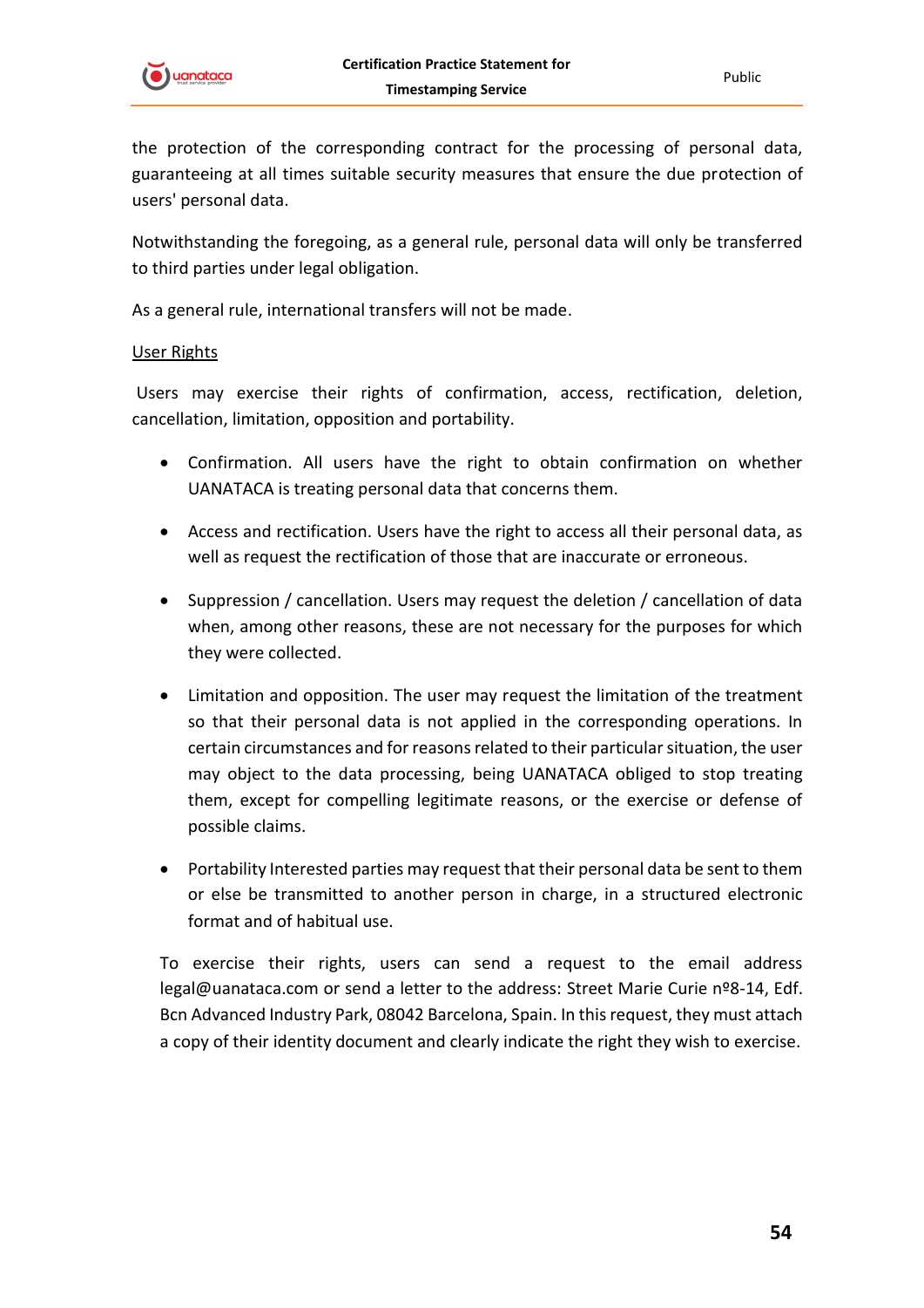the protection of the corresponding contract for the processing of personal data, guaranteeing at all times suitable security measures that ensure the due protection of users' personal data.

Notwithstanding the foregoing, as a general rule, personal data will only be transferred to third parties under legal obligation.

As a general rule, international transfers will not be made.

User Rights

Users may exercise their rights of confirmation, access, rectification, deletion, cancellation, limitation, opposition and portability.

- Confirmation. All users have the right to obtain confirmation on whether UANATACA is treating personal data that concerns them.
- Access and rectification. Users have the right to access all their personal data, as well as request the rectification of those that are inaccurate or erroneous.
- Suppression / cancellation. Users may request the deletion / cancellation of data when, among other reasons, these are not necessary for the purposes for which they were collected.
- Limitation and opposition. The user may request the limitation of the treatment so that their personal data is not applied in the corresponding operations. In certain circumstances and for reasons related to their particular situation, the user may object to the data processing, being UANATACA obliged to stop treating them, except for compelling legitimate reasons, or the exercise or defense of possible claims.
- Portability Interested parties may request that their personal data be sent to them or else be transmitted to another person in charge, in a structured electronic format and of habitual use.

To exercise their rights, users can send a request to the email address legal@uanataca.com or send a letter to the address: Street Marie Curie nº8-14, Edf. Bcn Advanced Industry Park, 08042 Barcelona, Spain. In this request, they must attach a copy of their identity document and clearly indicate the right they wish to exercise.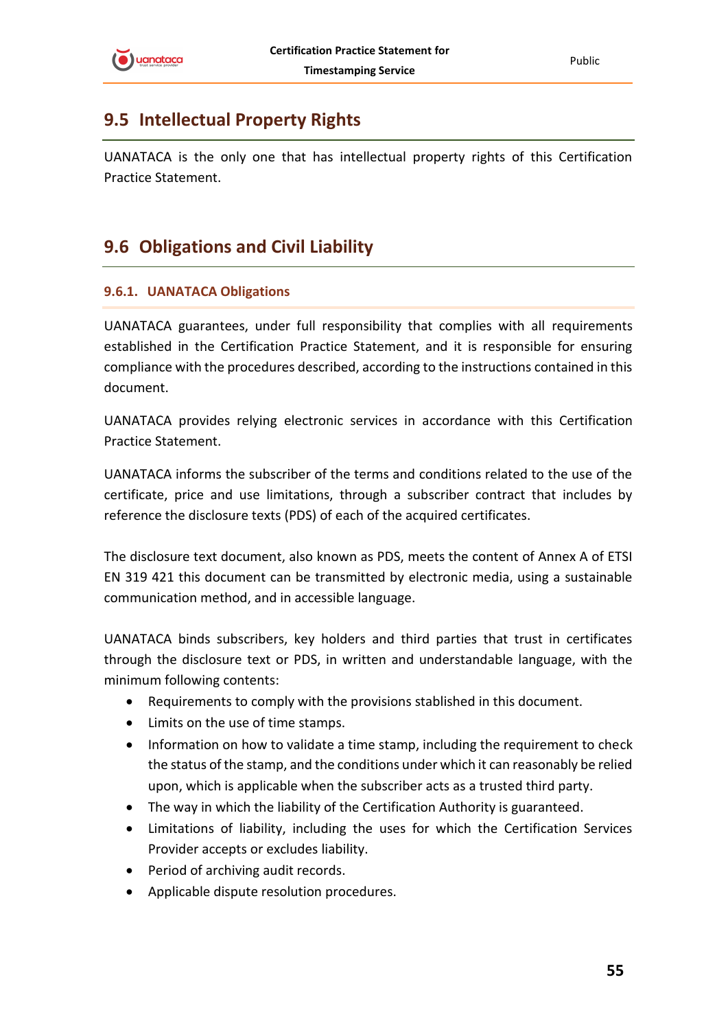## 9.5 Intellectual Property Rights

UANATACA is the only one that has intellectual property rights of this Certification Practice Statement.

## 9.6 Obligations and Civil Liability

### 9.6.1. UANATACA Obligations

UANATACA guarantees, under full responsibility that complies with all requirements established in the Certification Practice Statement, and it is responsible for ensuring compliance with the procedures described, according to the instructions contained in this document.

UANATACA provides relying electronic services in accordance with this Certification Practice Statement.

UANATACA informs the subscriber of the terms and conditions related to the use of the certificate, price and use limitations, through a subscriber contract that includes by reference the disclosure texts (PDS) of each of the acquired certificates.

The disclosure text document, also known as PDS, meets the content of Annex A of ETSI EN 319 421 this document can be transmitted by electronic media, using a sustainable communication method, and in accessible language.

UANATACA binds subscribers, key holders and third parties that trust in certificates through the disclosure text or PDS, in written and understandable language, with the minimum following contents:

- Requirements to comply with the provisions stablished in this document.
- Limits on the use of time stamps.
- Information on how to validate a time stamp, including the requirement to check the status of the stamp, and the conditions under which it can reasonably be relied upon, which is applicable when the subscriber acts as a trusted third party.
- The way in which the liability of the Certification Authority is guaranteed.
- Limitations of liability, including the uses for which the Certification Services Provider accepts or excludes liability.
- Period of archiving audit records.
- Applicable dispute resolution procedures.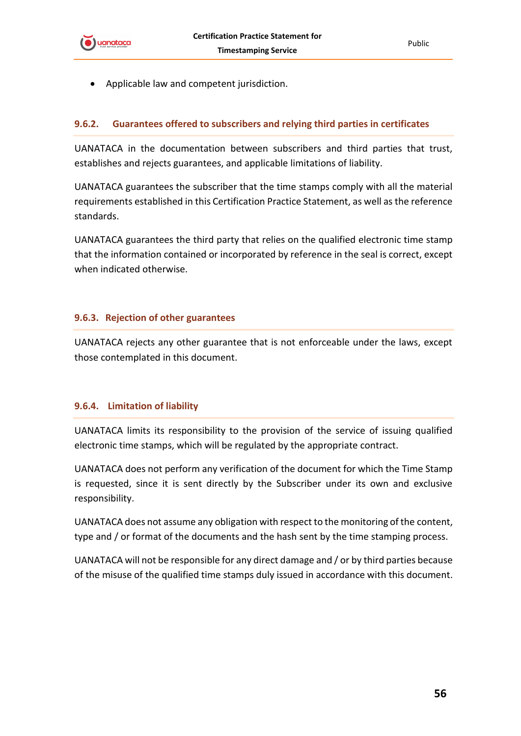- Applicable law and competent jurisdiction.

### 9.6.2. Guarantees offered to subscribers and relying third parties in certificates

UANATACA in the documentation between subscribers and third parties that trust, establishes and rejects guarantees, and applicable limitations of liability.

UANATACA guarantees the subscriber that the time stamps comply with all the material requirements established in this Certification Practice Statement, as well as the reference standards.

UANATACA guarantees the third party that relies on the qualified electronic time stamp that the information contained or incorporated by reference in the seal is correct, except when indicated otherwise.

### 9.6.3. Rejection of other guarantees

UANATACA rejects any other guarantee that is not enforceable under the laws, except those contemplated in this document.

### 9.6.4. Limitation of liability

UANATACA limits its responsibility to the provision of the service of issuing qualified electronic time stamps, which will be regulated by the appropriate contract.

UANATACA does not perform any verification of the document for which the Time Stamp is requested, since it is sent directly by the Subscriber under its own and exclusive responsibility.

UANATACA does not assume any obligation with respect to the monitoring of the content, type and / or format of the documents and the hash sent by the time stamping process.

UANATACA will not be responsible for any direct damage and / or by third parties because of the misuse of the qualified time stamps duly issued in accordance with this document.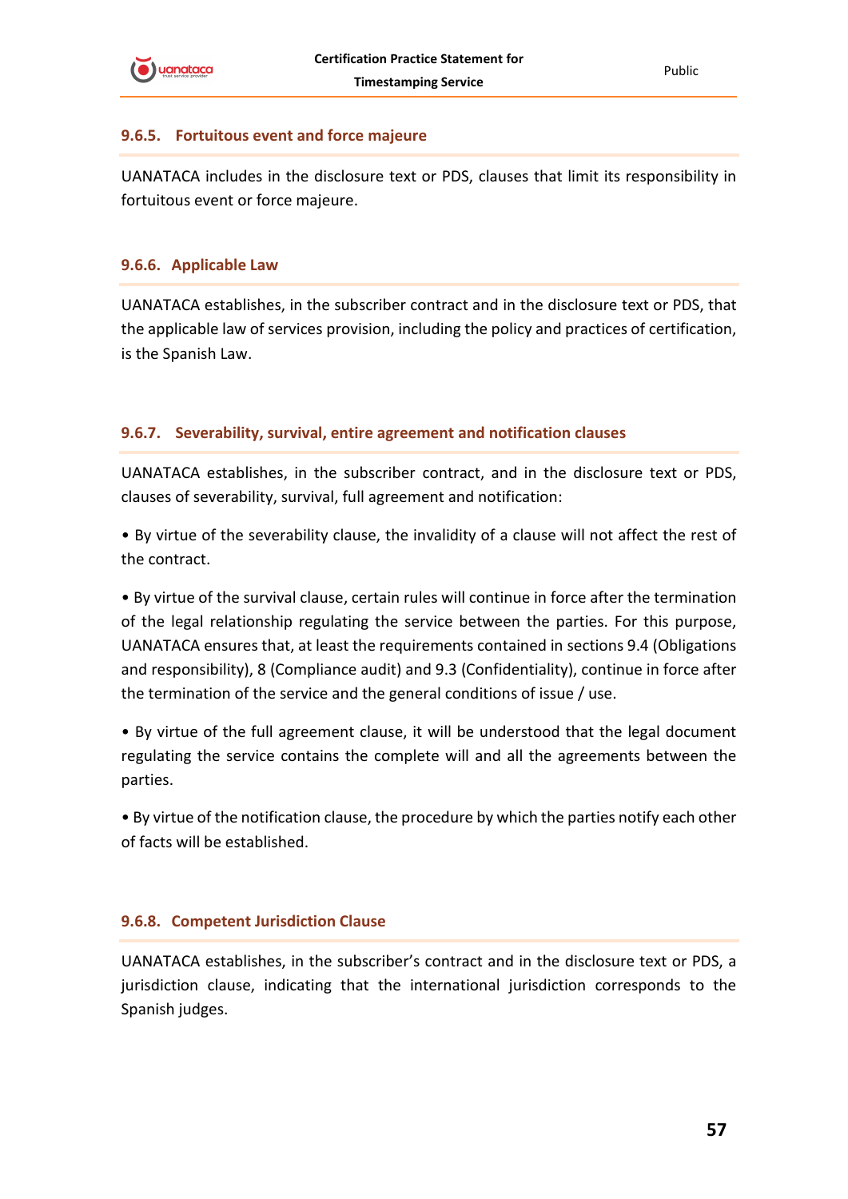#### 9.6.5. Fortuitous event and force majeure

UANATACA includes in the disclosure text or PDS, clauses that limit its responsibility in fortuitous event or force majeure.

#### 9.6.6. Applicable Law

UANATACA establishes, in the subscriber contract and in the disclosure text or PDS, that the applicable law of services provision, including the policy and practices of certification, is the Spanish Law.

#### 9.6.7. Severability, survival, entire agreement and notification clauses

UANATACA establishes, in the subscriber contract, and in the disclosure text or PDS, clauses of severability, survival, full agreement and notification:

• By virtue of the severability clause, the invalidity of a clause will not affect the rest of the contract.

• By virtue of the survival clause, certain rules will continue in force after the termination of the legal relationship regulating the service between the parties. For this purpose, UANATACA ensures that, at least the requirements contained in sections 9.4 (Obligations and responsibility), 8 (Compliance audit) and 9.3 (Confidentiality), continue in force after the termination of the service and the general conditions of issue / use.

• By virtue of the full agreement clause, it will be understood that the legal document regulating the service contains the complete will and all the agreements between the parties.

• By virtue of the notification clause, the procedure by which the parties notify each other of facts will be established.

#### 9.6.8. Competent Jurisdiction Clause

UANATACA establishes, in the subscriber's contract and in the disclosure text or PDS, a jurisdiction clause, indicating that the international jurisdiction corresponds to the Spanish judges.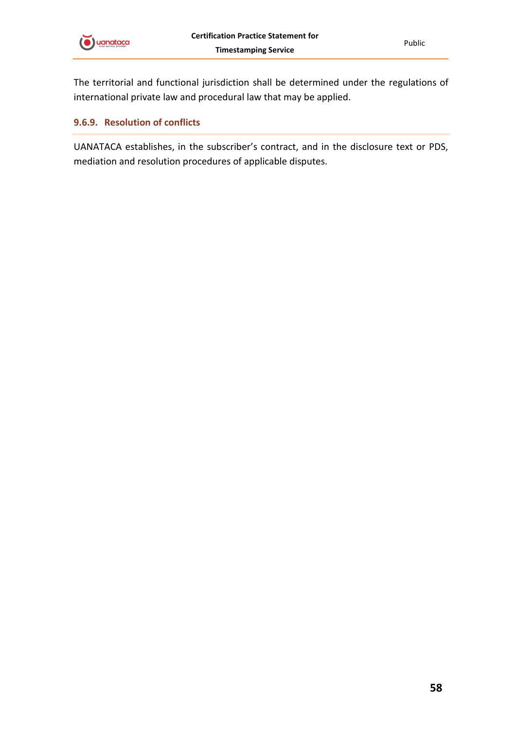The territorial and functional jurisdiction shall be determined under the regulations of international private law and procedural law that may be applied.

### 9.6.9. Resolution of conflicts

UANATACA establishes, in the subscriber's contract, and in the disclosure text or PDS, mediation and resolution procedures of applicable disputes.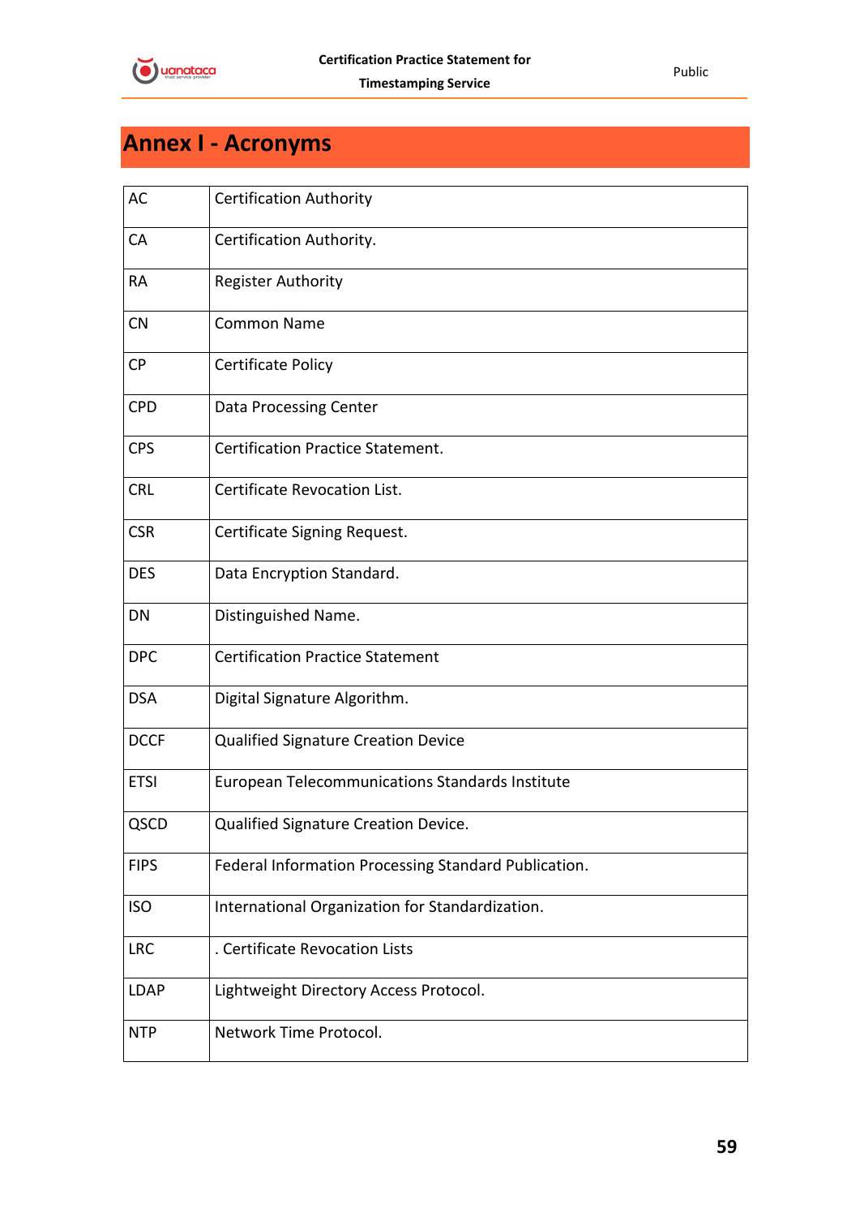# Annex I - Acronyms

| | |
|---|---|
| AC | Certification Authority |
| CA | Certification Authority. |
| RA | Register Authority |
| CN | Common Name |
| CP | Certificate Policy |
| CPD | Data Processing Center |
| CPS | Certification Practice Statement. |
| CRL | Certificate Revocation List. |
| CSR | Certificate Signing Request. |
| DES | Data Encryption Standard. |
| DN | Distinguished Name. |
| DPC | Certification Practice Statement |
| DSA | Digital Signature Algorithm. |
| DCCF | Qualified Signature Creation Device |
| ETSI | European Telecommunications Standards Institute |
| QSCD | Qualified Signature Creation Device. |
| FIPS | Federal Information Processing Standard Publication. |
| ISO | International Organization for Standardization. |
| LRC | . Certificate Revocation Lists |
| LDAP | Lightweight Directory Access Protocol. |
| NTP | Network Time Protocol. |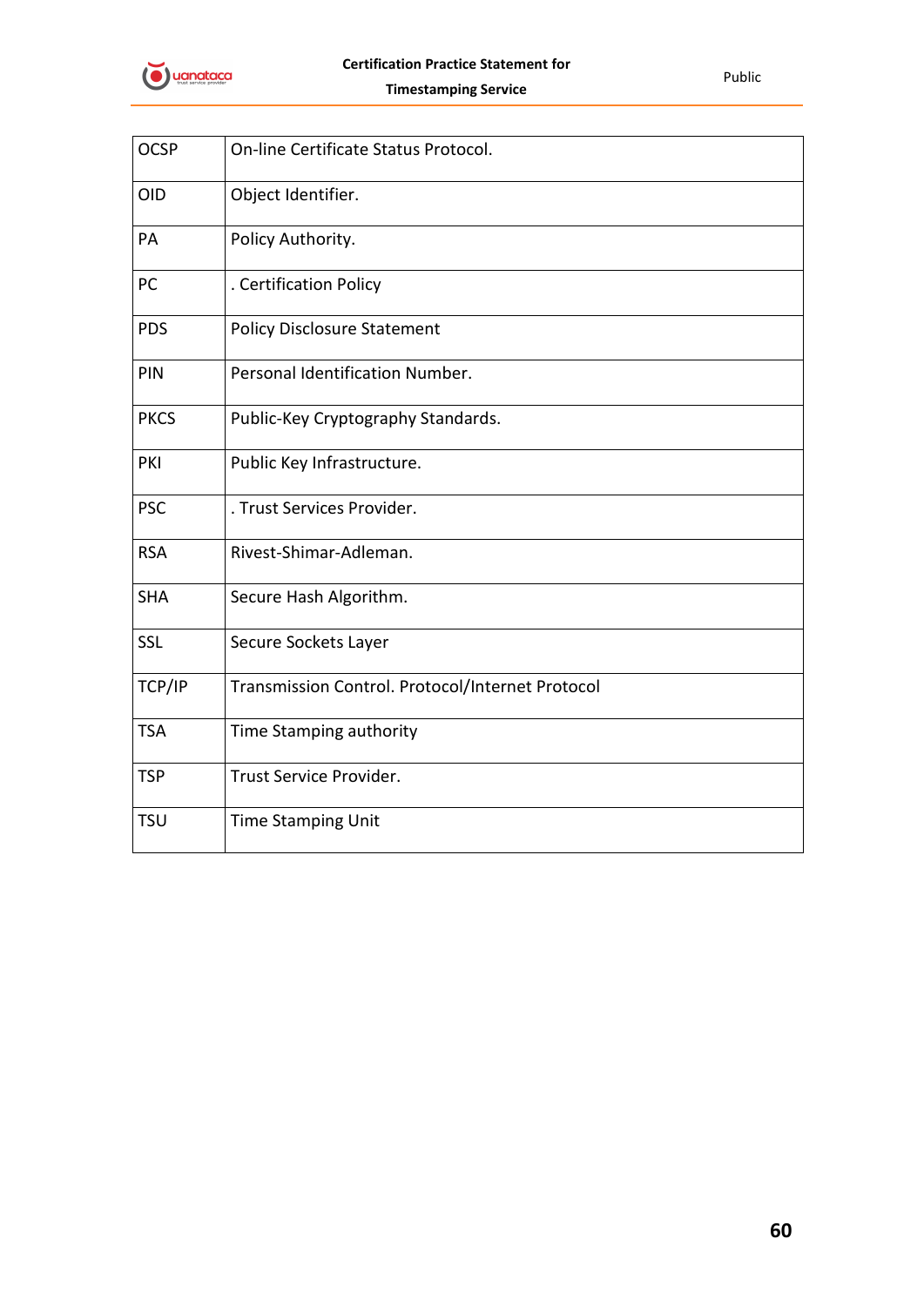| | |
|---|---|
| OCSP | On-line Certificate Status Protocol. |
| OID | Object Identifier. |
| PA | Policy Authority. |
| PC | . Certification Policy |
| PDS | Policy Disclosure Statement |
| PIN | Personal Identification Number. |
| PKCS | Public-Key Cryptography Standards. |
| PKI | Public Key Infrastructure. |
| PSC | . Trust Services Provider. |
| RSA | Rivest-Shimar-Adleman. |
| SHA | Secure Hash Algorithm. |
| SSL | Secure Sockets Layer |
| TCP/IP | Transmission Control. Protocol/Internet Protocol |
| TSA | Time Stamping authority |
| TSP | Trust Service Provider. |
| TSU | Time Stamping Unit |